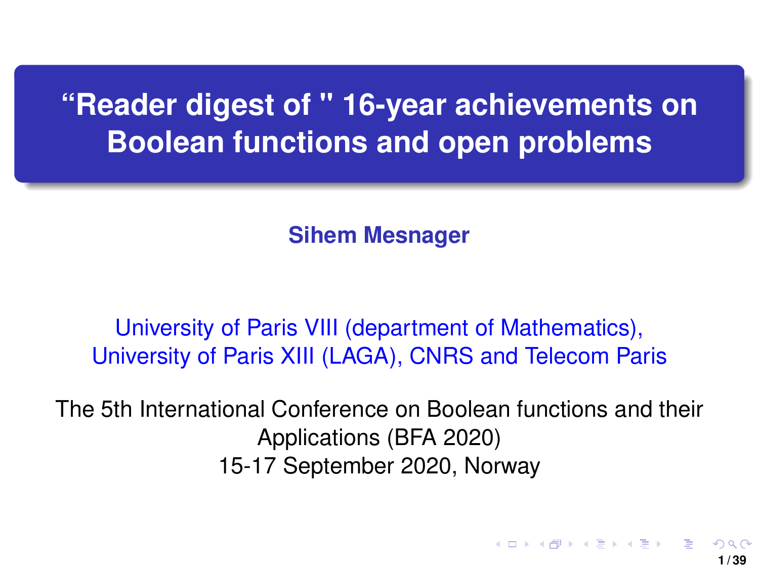# “Reader digest of " 16-year achievements on Boolean functions and open problems

**Sihem Mesnager**

University of Paris VIII (department of Mathematics),
University of Paris XIII (LAGA), CNRS and Telecom Paris

The 5th International Conference on Boolean functions and their Applications (BFA 2020)
15-17 September 2020, Norway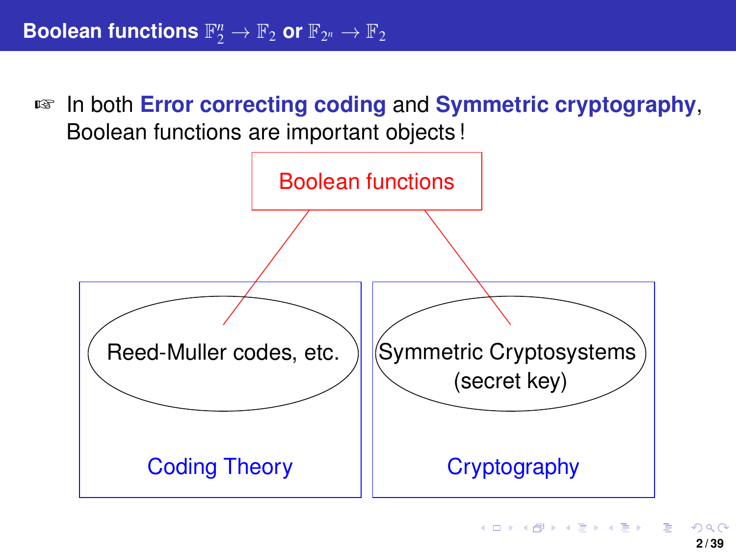## Boolean functions $\mathbb{F}_2^n \to \mathbb{F}_2$ or $\mathbb{F}_{2^n} \to \mathbb{F}_2$

☞ In both **Error correcting coding** and **Symmetric cryptography**, Boolean functions are important objects !

Boolean functions

Reed-Muller codes, etc.

Coding Theory

Symmetric Cryptosystems (secret key)

Cryptography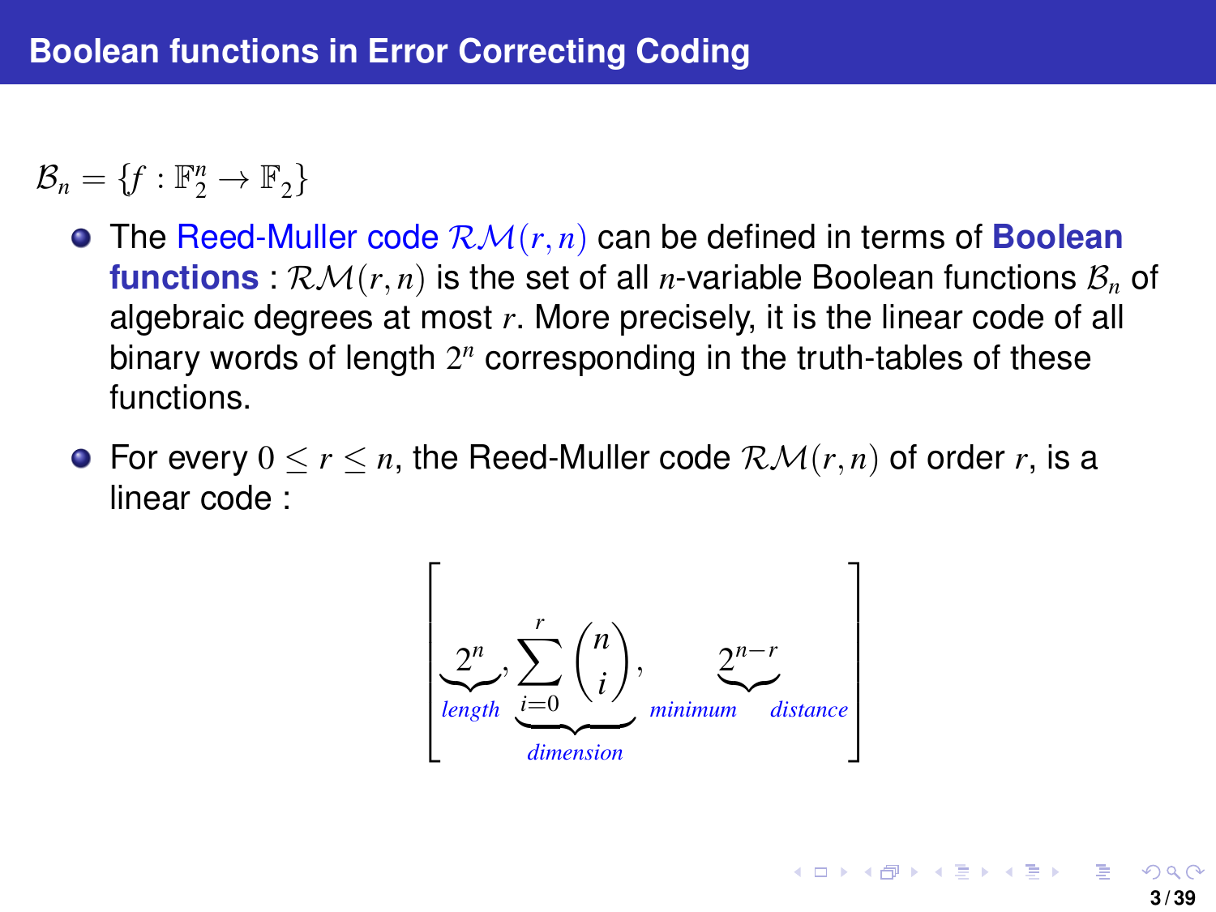## Boolean functions in Error Correcting Coding

$\mathcal{B}_n = \{f : \mathbb{F}_2^n \to \mathbb{F}_2\}$

- The Reed-Muller code $\mathcal{RM}(r,n)$ can be defined in terms of **Boolean functions** : $\mathcal{RM}(r,n)$ is the set of all $n$-variable Boolean functions $\mathcal{B}_n$ of algebraic degrees at most $r$. More precisely, it is the linear code of all binary words of length $2^n$ corresponding in the truth-tables of these functions.
- For every $0 \leq r \leq n$, the Reed-Muller code $\mathcal{RM}(r,n)$ of order $r$, is a linear code :

$$\left[\underbrace{2^n}_{length}, \underbrace{\sum_{i=0}^{r} \binom{n}{i}}_{dimension}, \underbrace{2^{n-r}}_{minimum\ distance}\right]$$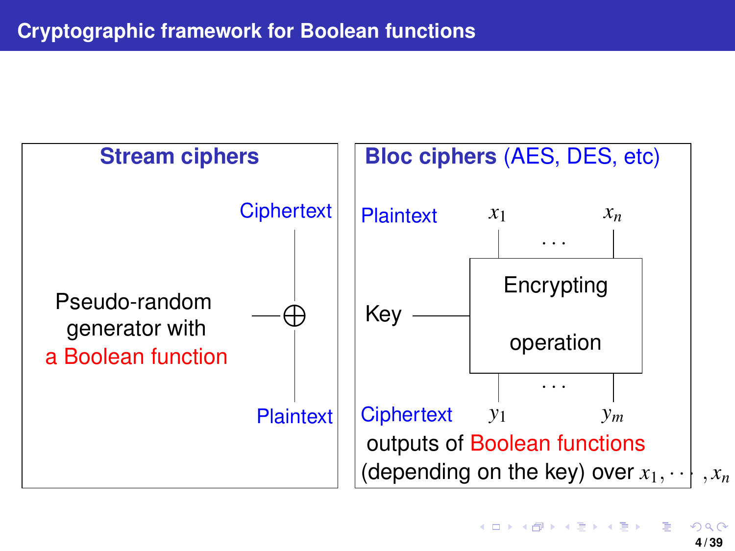# Cryptographic framework for Boolean functions

## Stream ciphers

Ciphertext

Pseudo-random generator with a Boolean function — $\oplus$

Plaintext

## Bloc ciphers (AES, DES, etc)

Plaintext $x_1$ . . . $x_n$

Key — Encrypting operation

Ciphertext $y_1$ . . . $y_m$

outputs of Boolean functions (depending on the key) over $x_1, \cdots, x_n$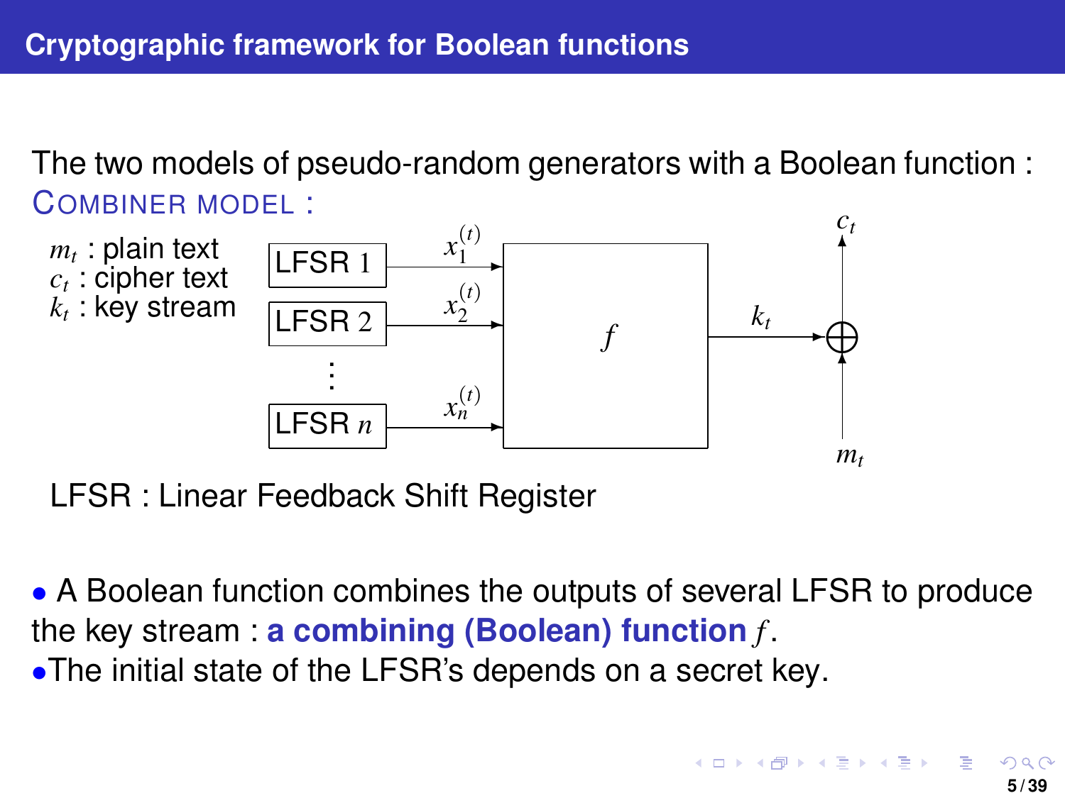## Cryptographic framework for Boolean functions

The two models of pseudo-random generators with a Boolean function :

COMBINER MODEL :

$m_t$ : plain text
$c_t$ : cipher text
$k_t$ : key stream

LFSR 1 → $x_1^{(t)}$, LFSR 2 → $x_2^{(t)}$, ⋮, LFSR $n$ → $x_n^{(t)}$ → $f$ → $k_t$ → $\oplus$ (with $m_t$) → $c_t$

LFSR : Linear Feedback Shift Register

- A Boolean function combines the outputs of several LFSR to produce the key stream : **a combining (Boolean) function $f$**.
- The initial state of the LFSR's depends on a secret key.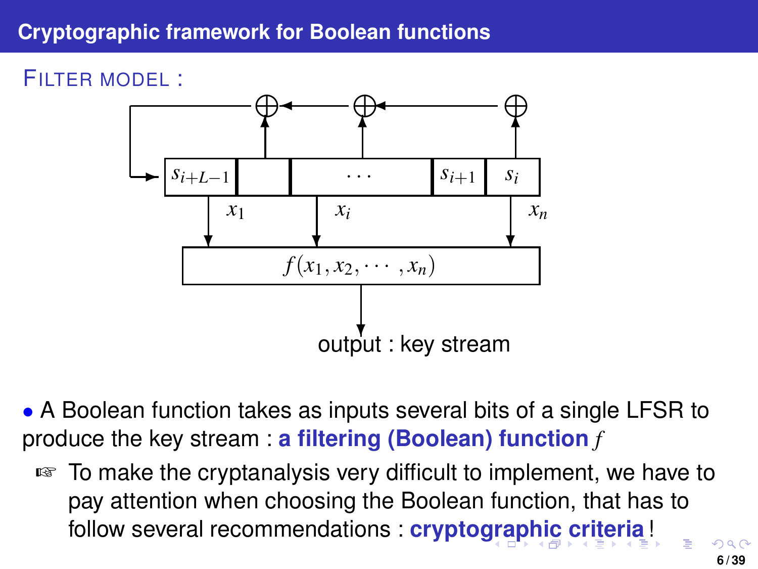## Cryptographic framework for Boolean functions

FILTER MODEL :

$s_{i+L-1}$ | | $\cdots$ | $s_{i+1}$ | $s_i$

$x_1$ $x_i$ $x_n$

$f(x_1, x_2, \cdots, x_n)$

output : key stream

- A Boolean function takes as inputs several bits of a single LFSR to produce the key stream : **a filtering (Boolean) function** $f$

  ☞ To make the cryptanalysis very difficult to implement, we have to pay attention when choosing the Boolean function, that has to follow several recommendations : **cryptographic criteria** !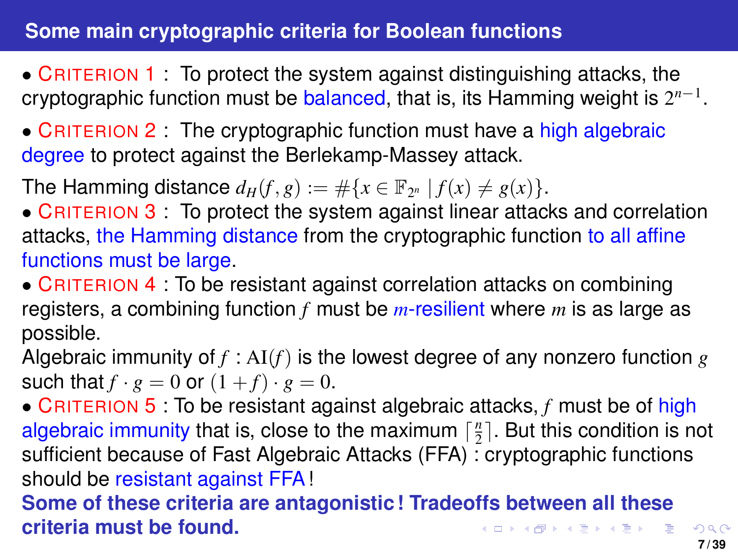## Some main cryptographic criteria for Boolean functions

- CRITERION 1 : To protect the system against distinguishing attacks, the cryptographic function must be balanced, that is, its Hamming weight is $2^{n-1}$.
- CRITERION 2 : The cryptographic function must have a high algebraic degree to protect against the Berlekamp-Massey attack.

The Hamming distance $d_H(f,g) := \#\{x \in \mathbb{F}_{2^n} \mid f(x) \neq g(x)\}$.

- CRITERION 3 : To protect the system against linear attacks and correlation attacks, the Hamming distance from the cryptographic function to all affine functions must be large.
- CRITERION 4 : To be resistant against correlation attacks on combining registers, a combining function $f$ must be $m$-resilient where $m$ is as large as possible.

Algebraic immunity of $f$ : $\mathrm{AI}(f)$ is the lowest degree of any nonzero function $g$ such that $f \cdot g = 0$ or $(1+f) \cdot g = 0$.

- CRITERION 5 : To be resistant against algebraic attacks, $f$ must be of high algebraic immunity that is, close to the maximum $\lceil \frac{n}{2} \rceil$. But this condition is not sufficient because of Fast Algebraic Attacks (FFA) : cryptographic functions should be resistant against FFA !

**Some of these criteria are antagonistic ! Tradeoffs between all these criteria must be found.**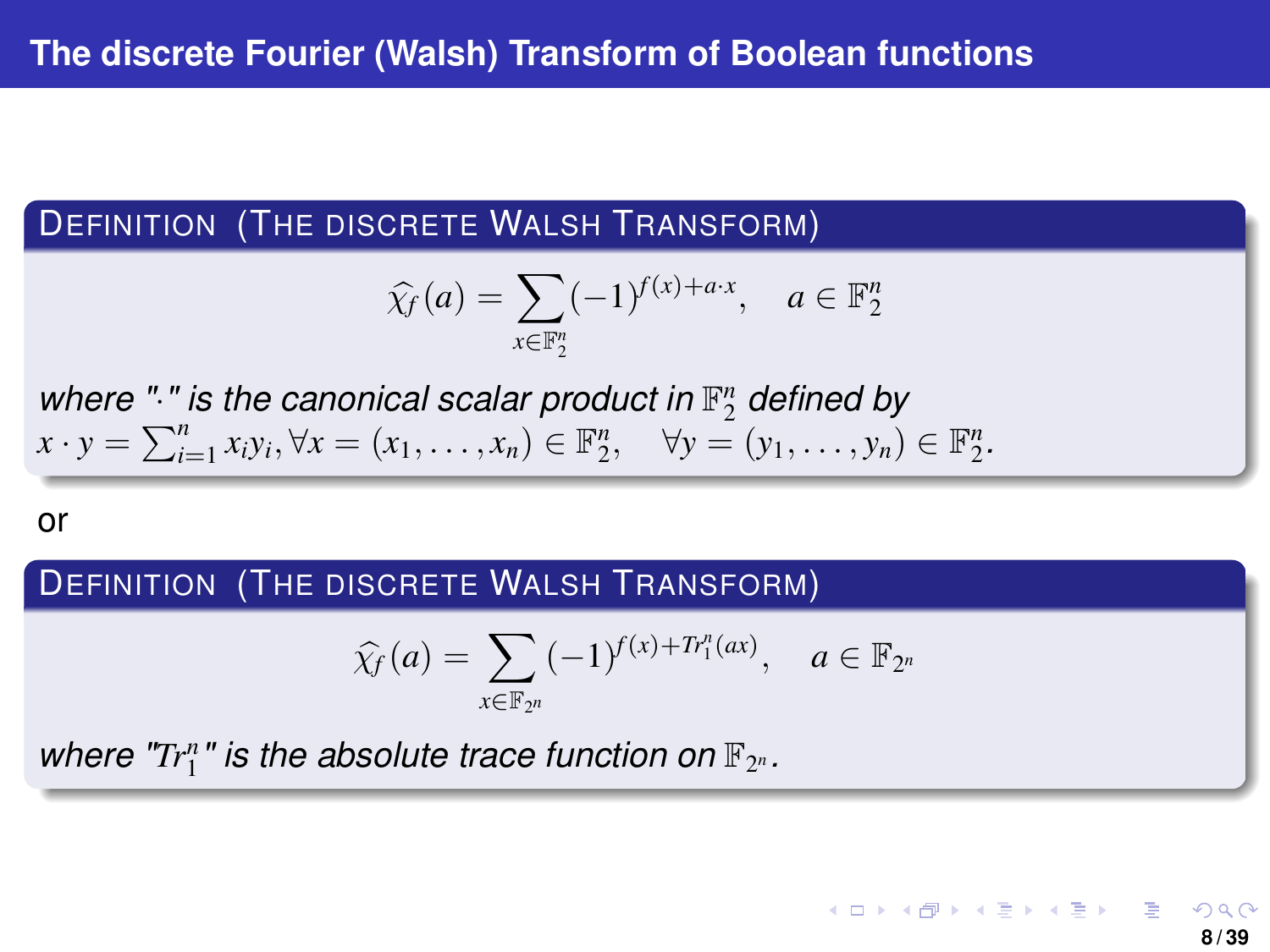# The discrete Fourier (Walsh) Transform of Boolean functions

**Definition (The discrete Walsh Transform)**

$$\widehat{\chi_f}(a) = \sum_{x \in \mathbb{F}_2^n} (-1)^{f(x) + a \cdot x}, \quad a \in \mathbb{F}_2^n$$

*where "$\cdot$" is the canonical scalar product in $\mathbb{F}_2^n$ defined by* $x \cdot y = \sum_{i=1}^{n} x_i y_i, \forall x = (x_1, \ldots, x_n) \in \mathbb{F}_2^n, \quad \forall y = (y_1, \ldots, y_n) \in \mathbb{F}_2^n$.

or

**Definition (The discrete Walsh Transform)**

$$\widehat{\chi_f}(a) = \sum_{x \in \mathbb{F}_{2^n}} (-1)^{f(x) + Tr_1^n(ax)}, \quad a \in \mathbb{F}_{2^n}$$

*where "$Tr_1^n$" is the absolute trace function on* $\mathbb{F}_{2^n}$.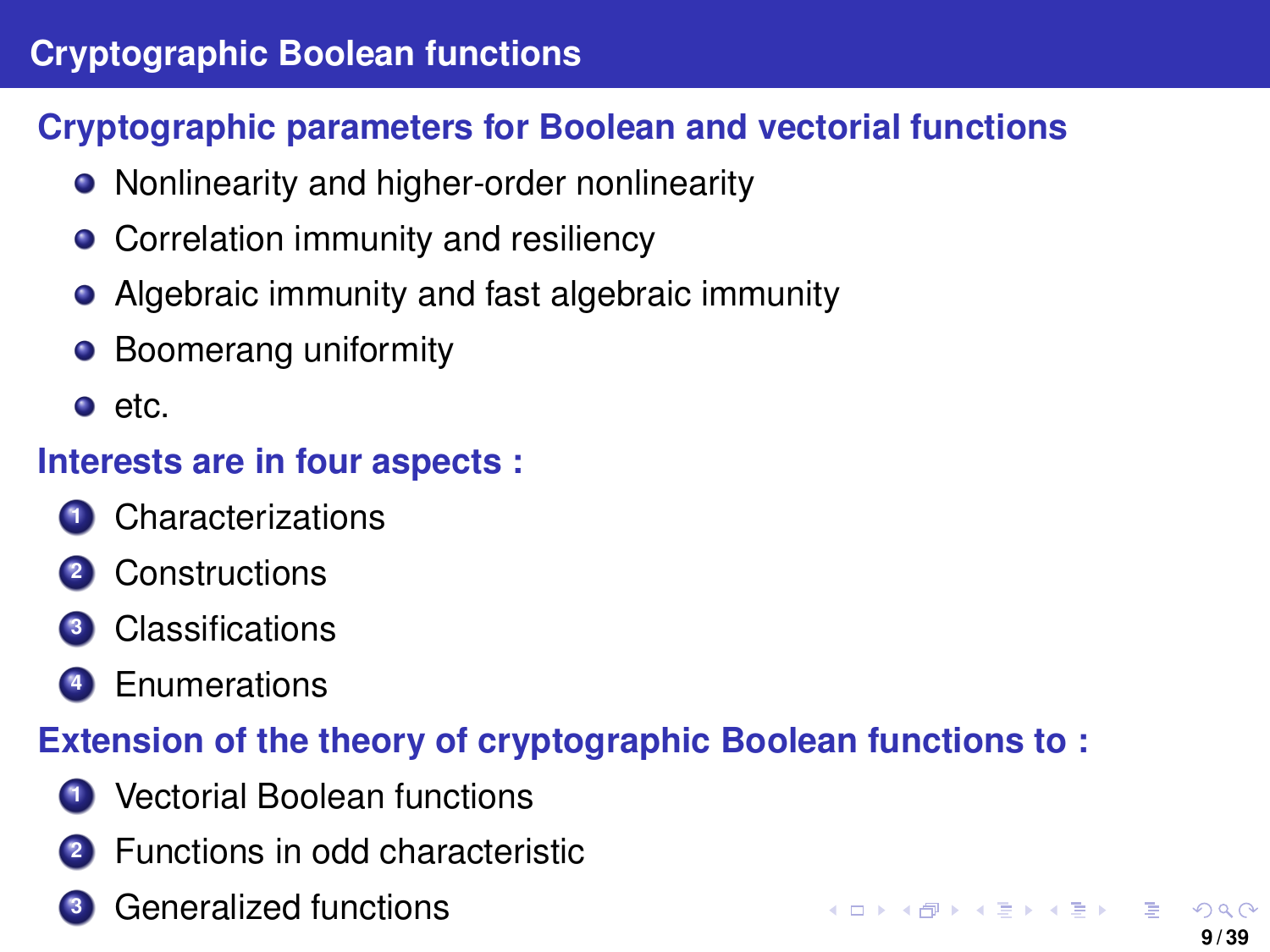# Cryptographic Boolean functions

## Cryptographic parameters for Boolean and vectorial functions

- Nonlinearity and higher-order nonlinearity
- Correlation immunity and resiliency
- Algebraic immunity and fast algebraic immunity
- Boomerang uniformity
- etc.

## Interests are in four aspects :

1. Characterizations
2. Constructions
3. Classifications
4. Enumerations

## Extension of the theory of cryptographic Boolean functions to :

1. Vectorial Boolean functions
2. Functions in odd characteristic
3. Generalized functions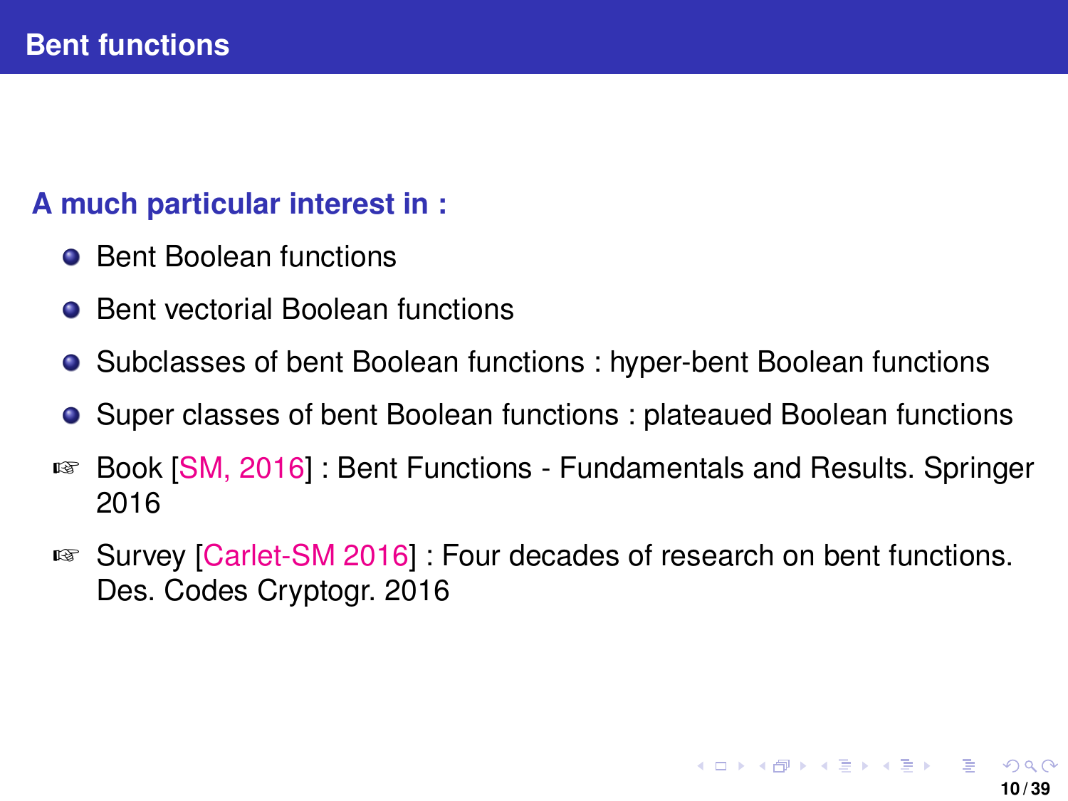## Bent functions

**A much particular interest in :**

- Bent Boolean functions
- Bent vectorial Boolean functions
- Subclasses of bent Boolean functions : hyper-bent Boolean functions
- Super classes of bent Boolean functions : plateaued Boolean functions

☞ Book [SM, 2016] : Bent Functions - Fundamentals and Results. Springer 2016

☞ Survey [Carlet-SM 2016] : Four decades of research on bent functions. Des. Codes Cryptogr. 2016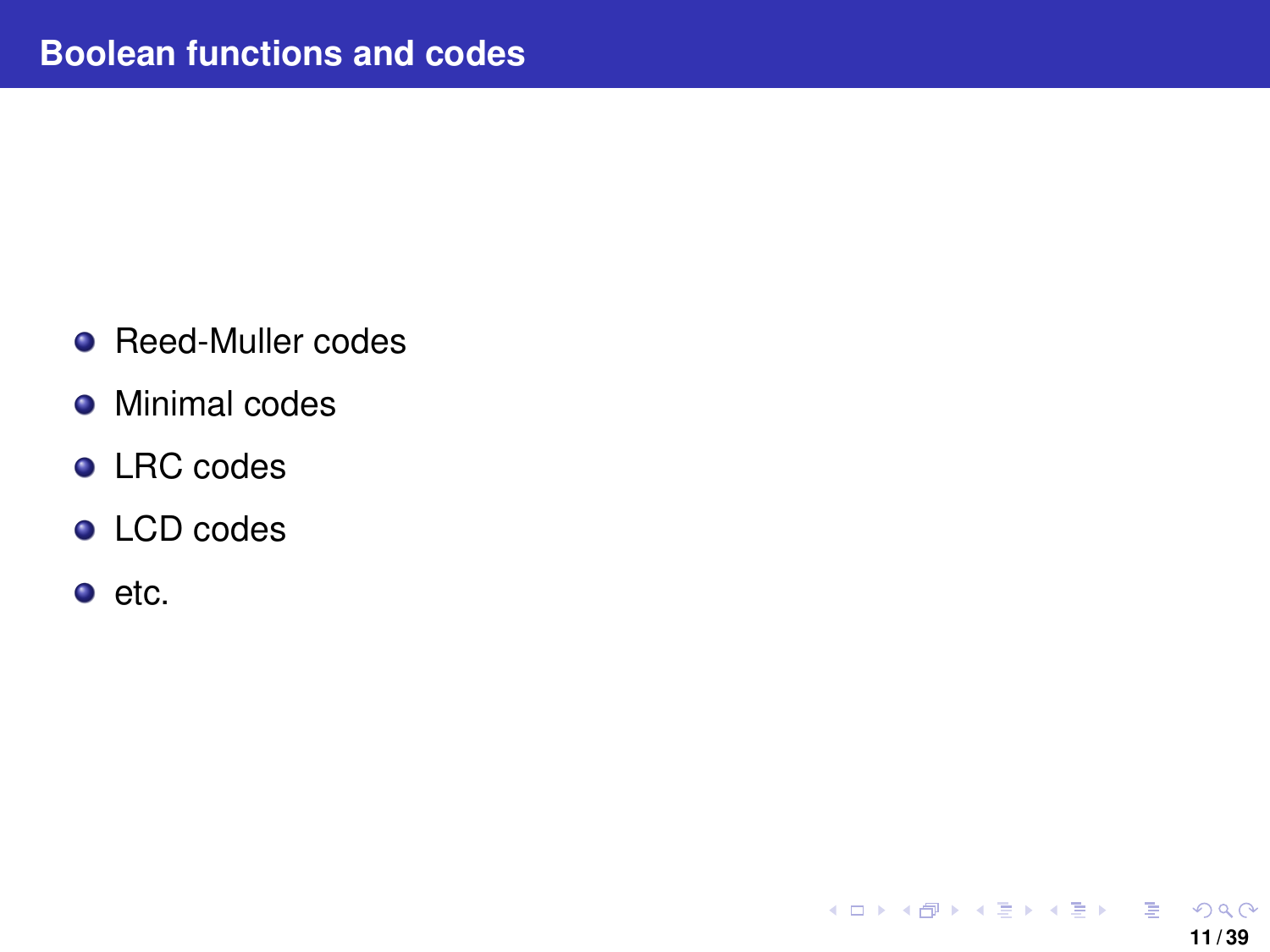## Boolean functions and codes

- Reed-Muller codes
- Minimal codes
- LRC codes
- LCD codes
- etc.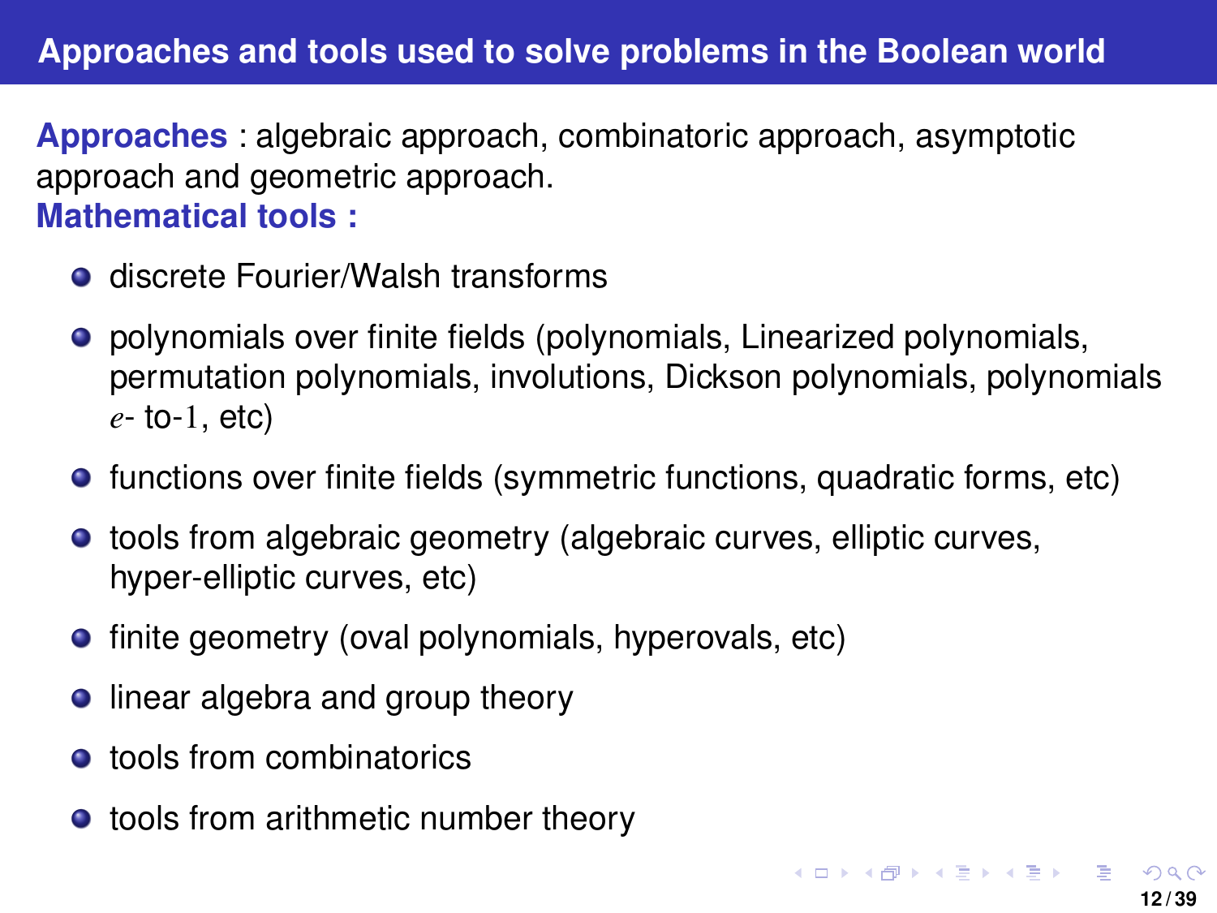# Approaches and tools used to solve problems in the Boolean world

**Approaches** : algebraic approach, combinatoric approach, asymptotic approach and geometric approach.

**Mathematical tools :**

- discrete Fourier/Walsh transforms
- polynomials over finite fields (polynomials, Linearized polynomials, permutation polynomials, involutions, Dickson polynomials, polynomials $e$- to-$1$, etc)
- functions over finite fields (symmetric functions, quadratic forms, etc)
- tools from algebraic geometry (algebraic curves, elliptic curves, hyper-elliptic curves, etc)
- finite geometry (oval polynomials, hyperovals, etc)
- linear algebra and group theory
- tools from combinatorics
- tools from arithmetic number theory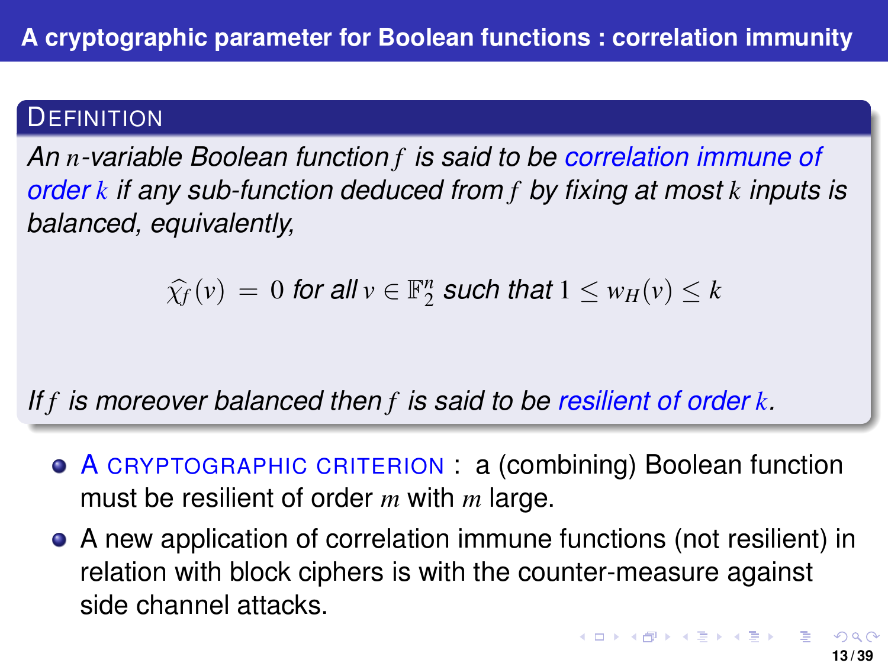# A cryptographic parameter for Boolean functions : correlation immunity

**DEFINITION**

*An $n$-variable Boolean function $f$ is said to be correlation immune of order $k$ if any sub-function deduced from $f$ by fixing at most $k$ inputs is balanced, equivalently,*

$$\widehat{\chi_f}(v) = 0 \text{ for all } v \in \mathbb{F}_2^n \text{ such that } 1 \leq w_H(v) \leq k$$

*If $f$ is moreover balanced then $f$ is said to be resilient of order $k$.*

- A CRYPTOGRAPHIC CRITERION : a (combining) Boolean function must be resilient of order $m$ with $m$ large.
- A new application of correlation immune functions (not resilient) in relation with block ciphers is with the counter-measure against side channel attacks.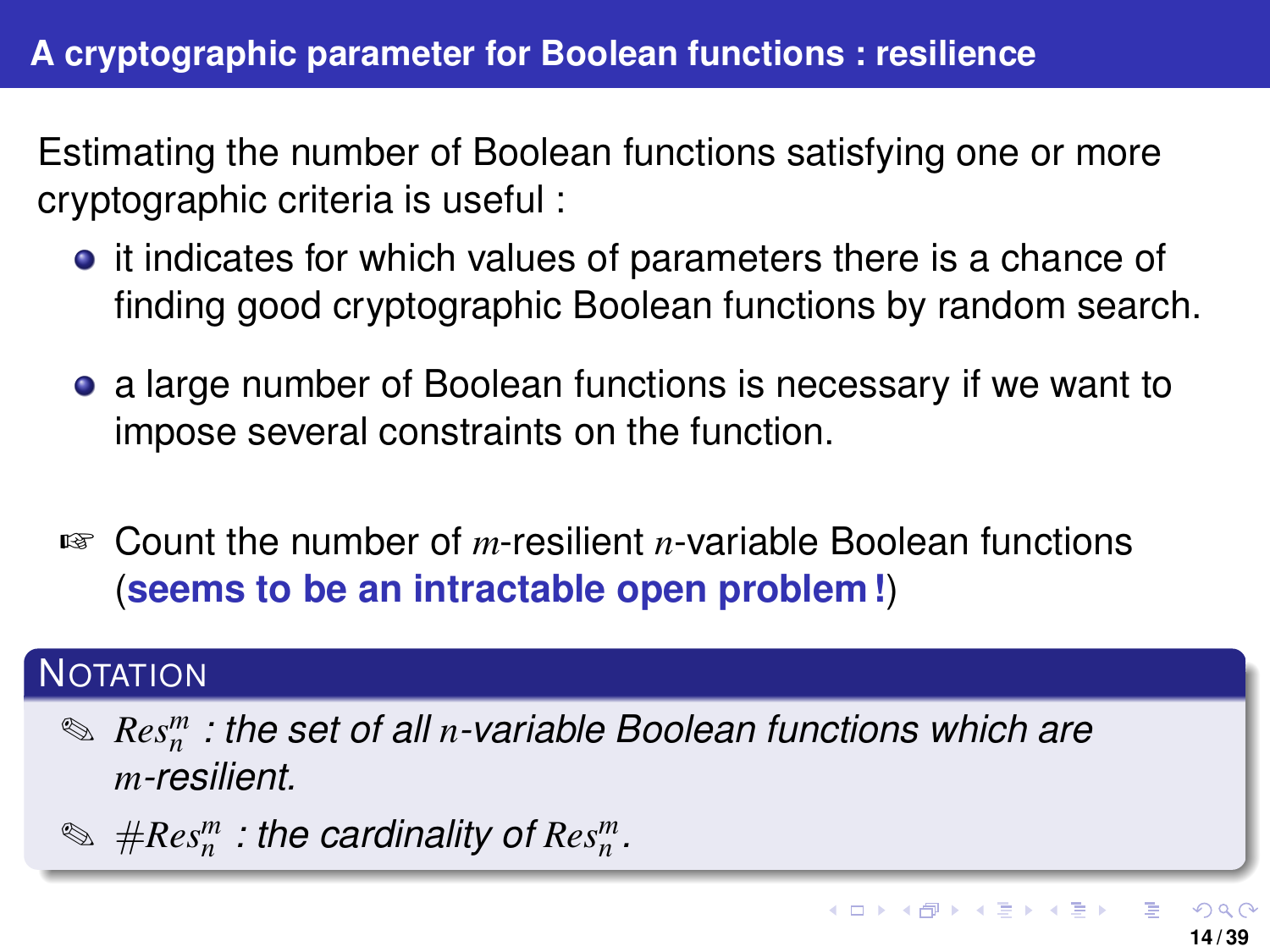## A cryptographic parameter for Boolean functions : resilience

Estimating the number of Boolean functions satisfying one or more cryptographic criteria is useful :

- it indicates for which values of parameters there is a chance of finding good cryptographic Boolean functions by random search.
- a large number of Boolean functions is necessary if we want to impose several constraints on the function.

☞ Count the number of $m$-resilient $n$-variable Boolean functions (**seems to be an intractable open problem !**)

### Notation

✎ *$Res_n^m$ : the set of all $n$-variable Boolean functions which are $m$-resilient.*

✎ *$\#Res_n^m$ : the cardinality of $Res_n^m$.*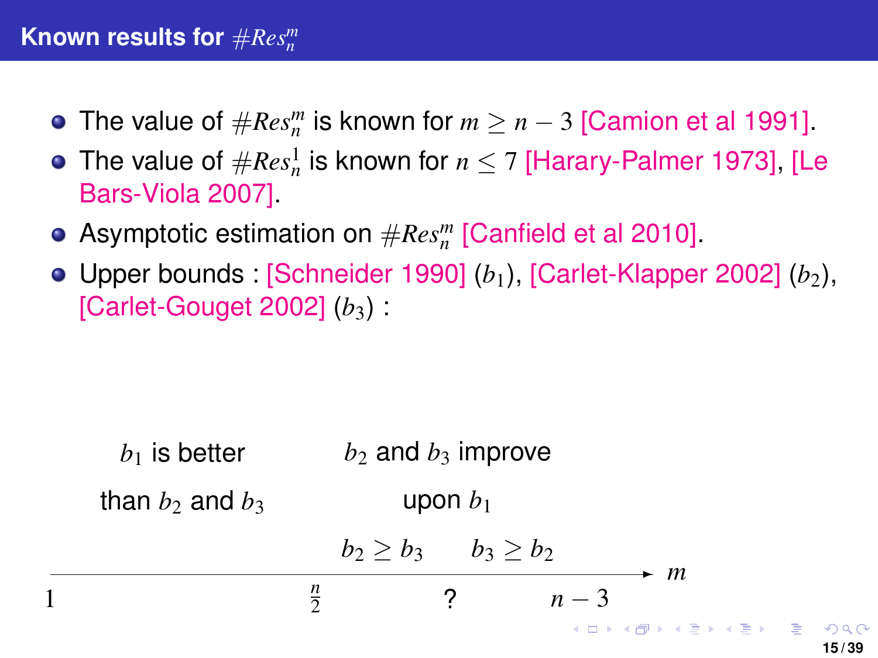## Known results for $\#Res_n^m$

- The value of $\#Res_n^m$ is known for $m \geq n-3$ [Camion et al 1991].
- The value of $\#Res_n^1$ is known for $n \leq 7$ [Harary-Palmer 1973], [Le Bars-Viola 2007].
- Asymptotic estimation on $\#Res_n^m$ [Canfield et al 2010].
- Upper bounds : [Schneider 1990] ($b_1$), [Carlet-Klapper 2002] ($b_2$), [Carlet-Gouget 2002] ($b_3$) :

$b_1$ is better than $b_2$ and $b_3$

$b_2$ and $b_3$ improve upon $b_1$

$b_2 \geq b_3$ $\quad$ $b_3 \geq b_2$

$m$ axis: $1$ $\quad$ $\frac{n}{2}$ $\quad$ ? $\quad$ $n-3$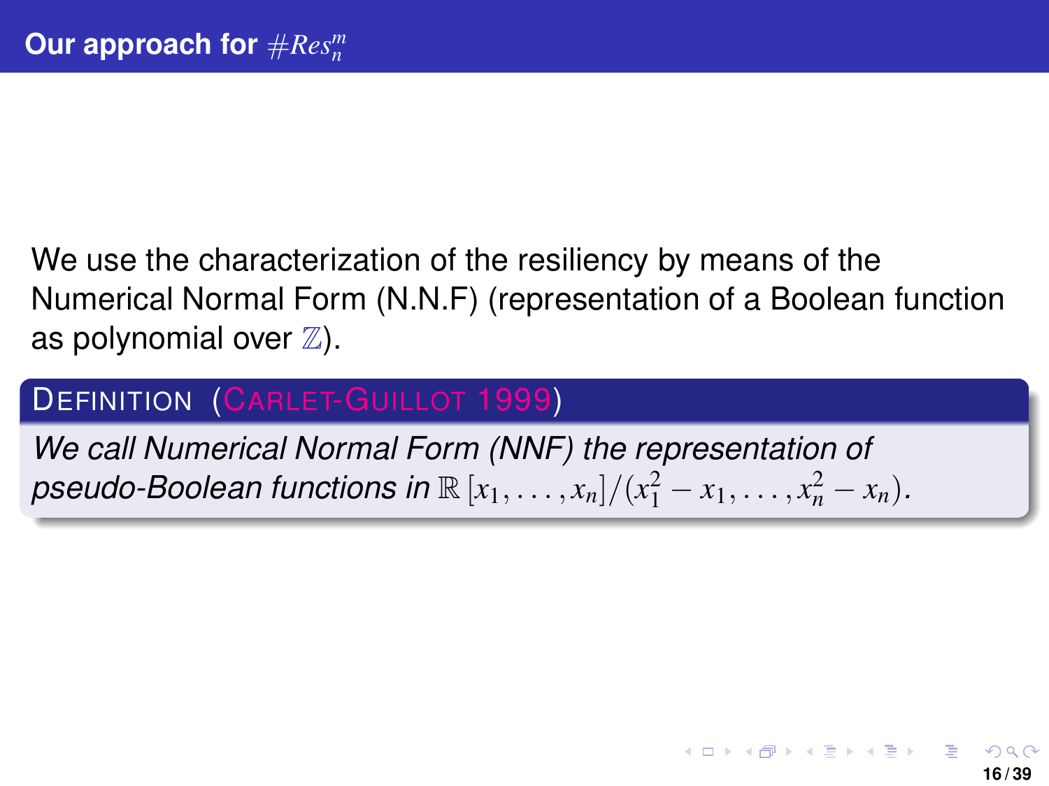## Our approach for $\#Res_n^m$

We use the characterization of the resiliency by means of the Numerical Normal Form (N.N.F) (representation of a Boolean function as polynomial over $\mathbb{Z}$).

**DEFINITION (CARLET-GUILLOT 1999)**

*We call Numerical Normal Form (NNF) the representation of pseudo-Boolean functions in* $\mathbb{R}[x_1, \ldots, x_n]/(x_1^2 - x_1, \ldots, x_n^2 - x_n)$.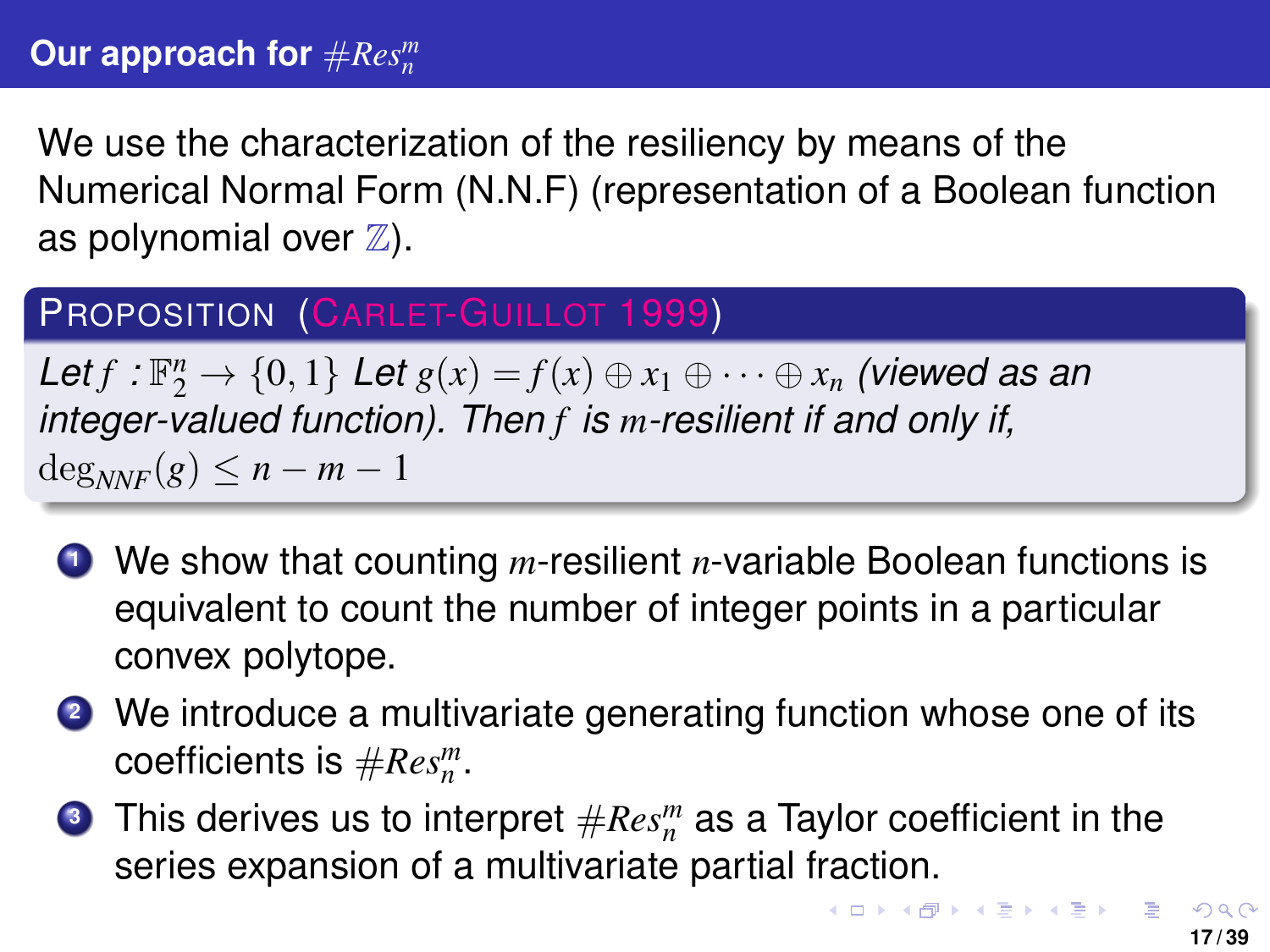## Our approach for $\#Res_n^m$

We use the characterization of the resiliency by means of the Numerical Normal Form (N.N.F) (representation of a Boolean function as polynomial over $\mathbb{Z}$).

**Proposition (Carlet-Guillot 1999)**

*Let $f : \mathbb{F}_2^n \to \{0, 1\}$ Let $g(x) = f(x) \oplus x_1 \oplus \cdots \oplus x_n$ (viewed as an integer-valued function). Then $f$ is $m$-resilient if and only if,* $\deg_{NNF}(g) \leq n - m - 1$

1. We show that counting $m$-resilient $n$-variable Boolean functions is equivalent to count the number of integer points in a particular convex polytope.
2. We introduce a multivariate generating function whose one of its coefficients is $\#Res_n^m$.
3. This derives us to interpret $\#Res_n^m$ as a Taylor coefficient in the series expansion of a multivariate partial fraction.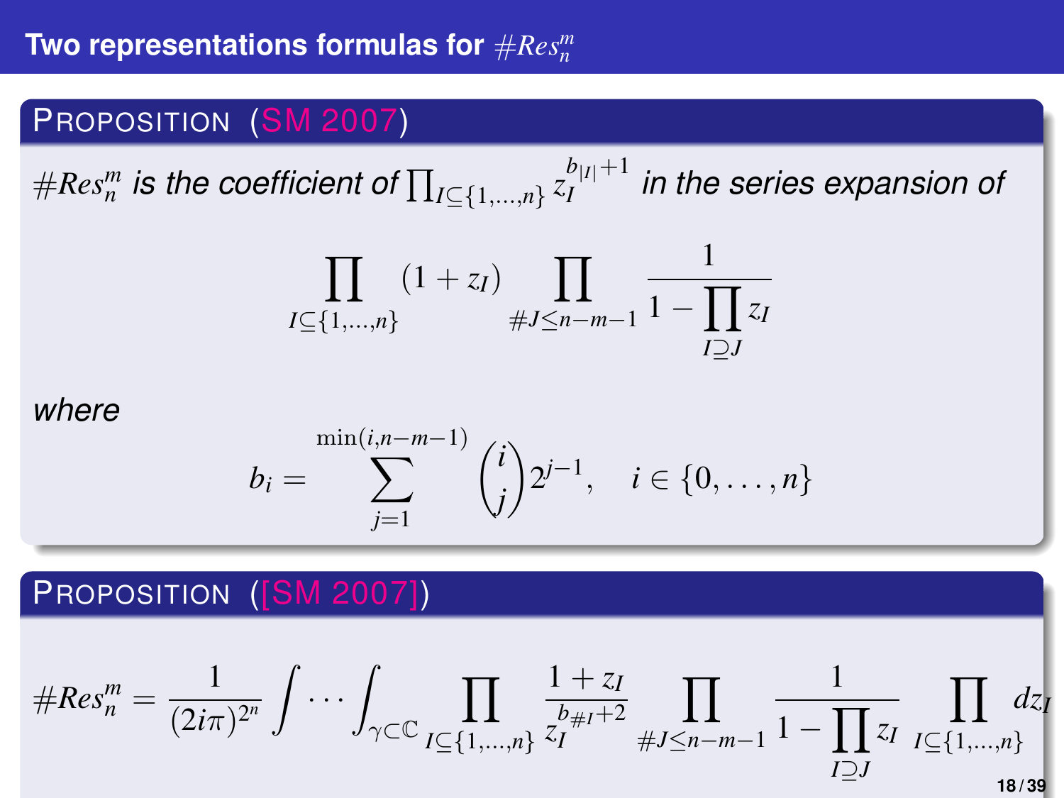## Two representations formulas for $\#Res_n^m$

**PROPOSITION (SM 2007)**

*$\#Res_n^m$ is the coefficient of $\prod_{I\subseteq\{1,\ldots,n\}} z_I^{b_{|I|}+1}$ in the series expansion of*

$$\prod_{I\subseteq\{1,\ldots,n\}} (1+z_I) \prod_{\#J\leq n-m-1} \frac{1}{1-\prod_{I\supseteq J} z_I}$$

*where*

$$b_i = \sum_{j=1}^{\min(i,n-m-1)} \binom{i}{j} 2^{j-1}, \quad i \in \{0,\ldots,n\}$$

**PROPOSITION ([SM 2007])**

$$\#Res_n^m = \frac{1}{(2i\pi)^{2^n}} \int \cdots \int_{\gamma\subset\mathbb{C}} \prod_{I\subseteq\{1,\ldots,n\}} \frac{1+z_I}{z_I^{b_{\#I}+2}} \prod_{\#J\leq n-m-1} \frac{1}{1-\prod_{I\supseteq J} z_I} \prod_{I\subseteq\{1,\ldots,n\}} dz_I$$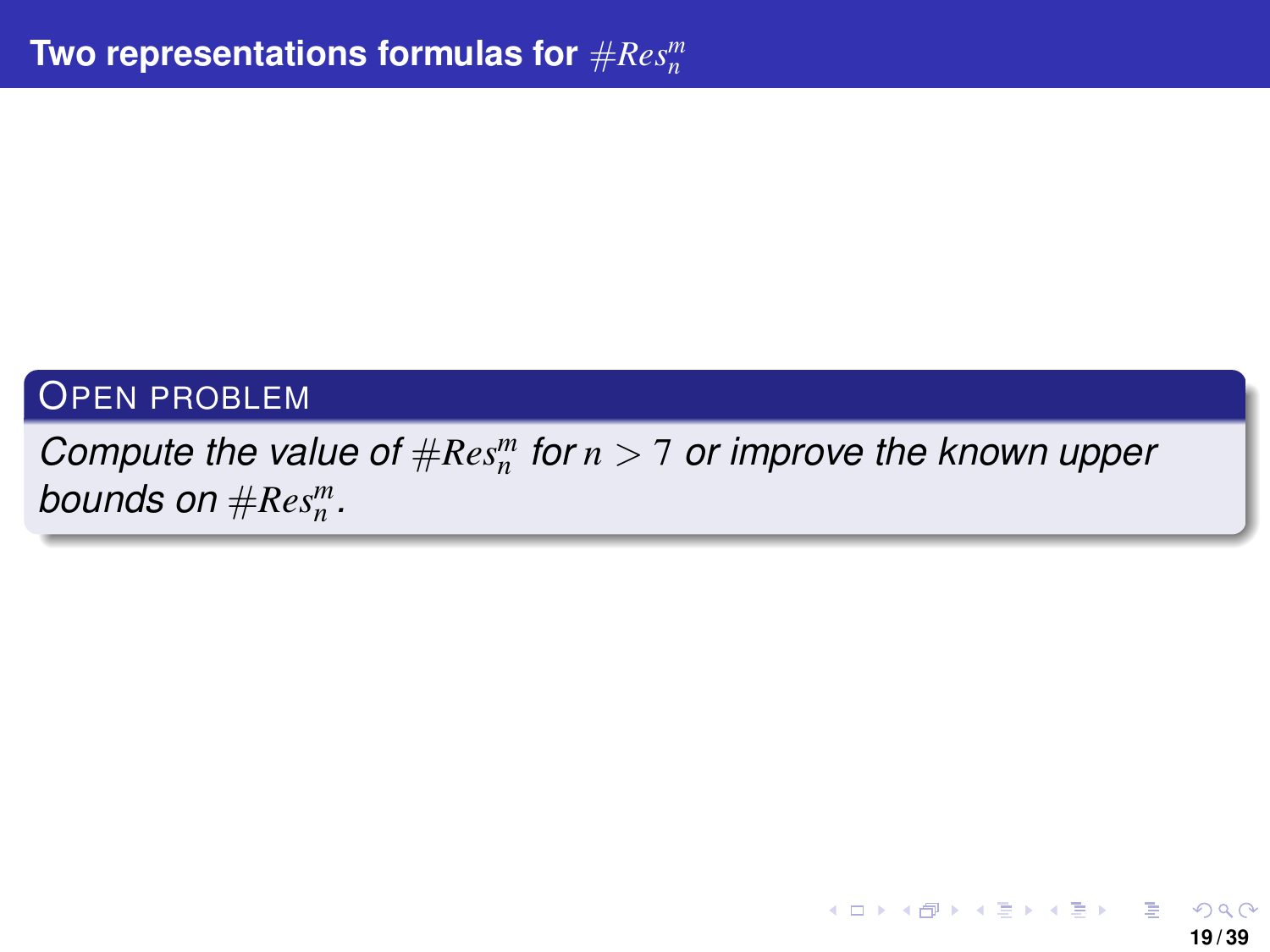# Two representations formulas for $\#Res_n^m$

**OPEN PROBLEM**

*Compute the value of $\#Res_n^m$ for $n > 7$ or improve the known upper bounds on $\#Res_n^m$.*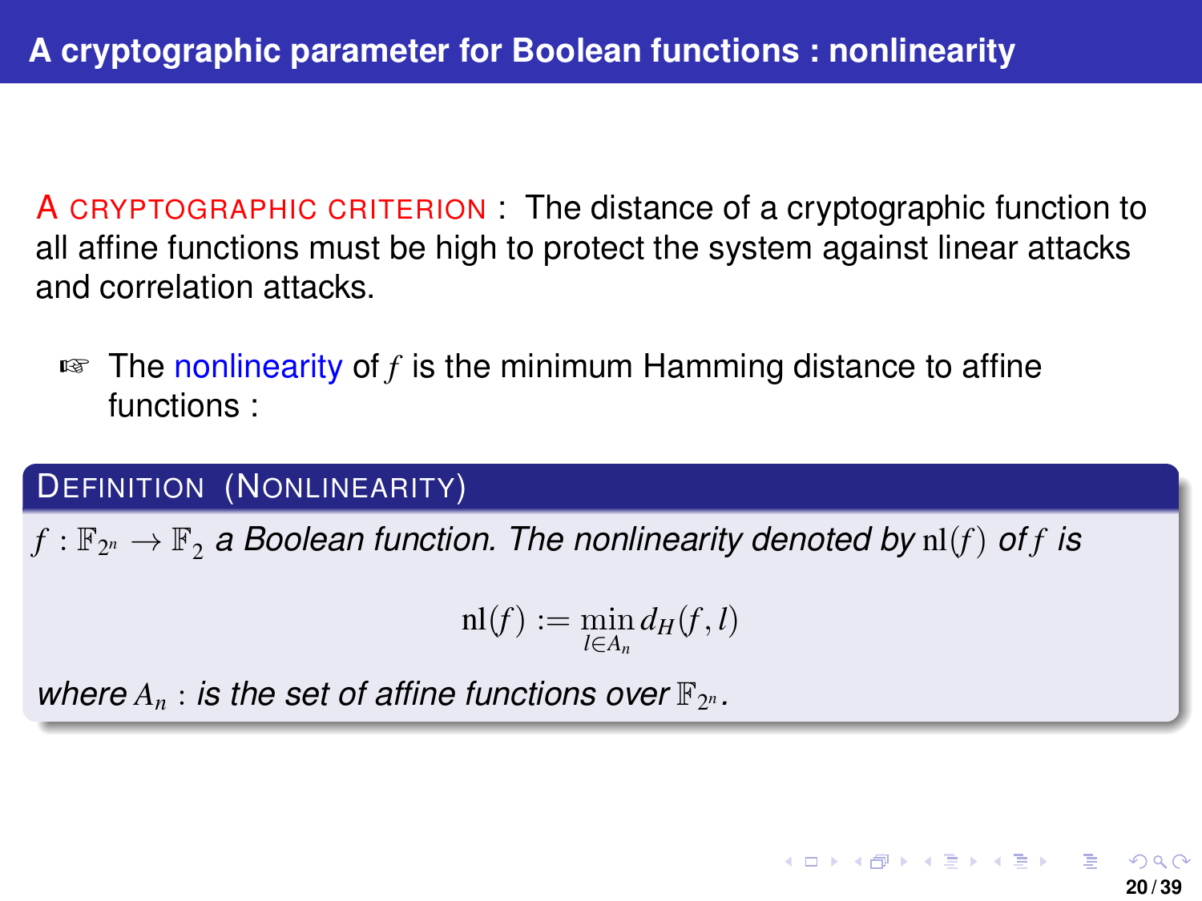## A cryptographic parameter for Boolean functions : nonlinearity

A CRYPTOGRAPHIC CRITERION : The distance of a cryptographic function to all affine functions must be high to protect the system against linear attacks and correlation attacks.

- ☞ The nonlinearity of $f$ is the minimum Hamming distance to affine functions :

**DEFINITION (NONLINEARITY)**

$f : \mathbb{F}_{2^n} \to \mathbb{F}_2$ *a Boolean function. The nonlinearity denoted by* $\mathrm{nl}(f)$ *of* $f$ *is*

$$\mathrm{nl}(f) := \min_{l \in A_n} d_H(f, l)$$

*where* $A_n$ : *is the set of affine functions over* $\mathbb{F}_{2^n}$.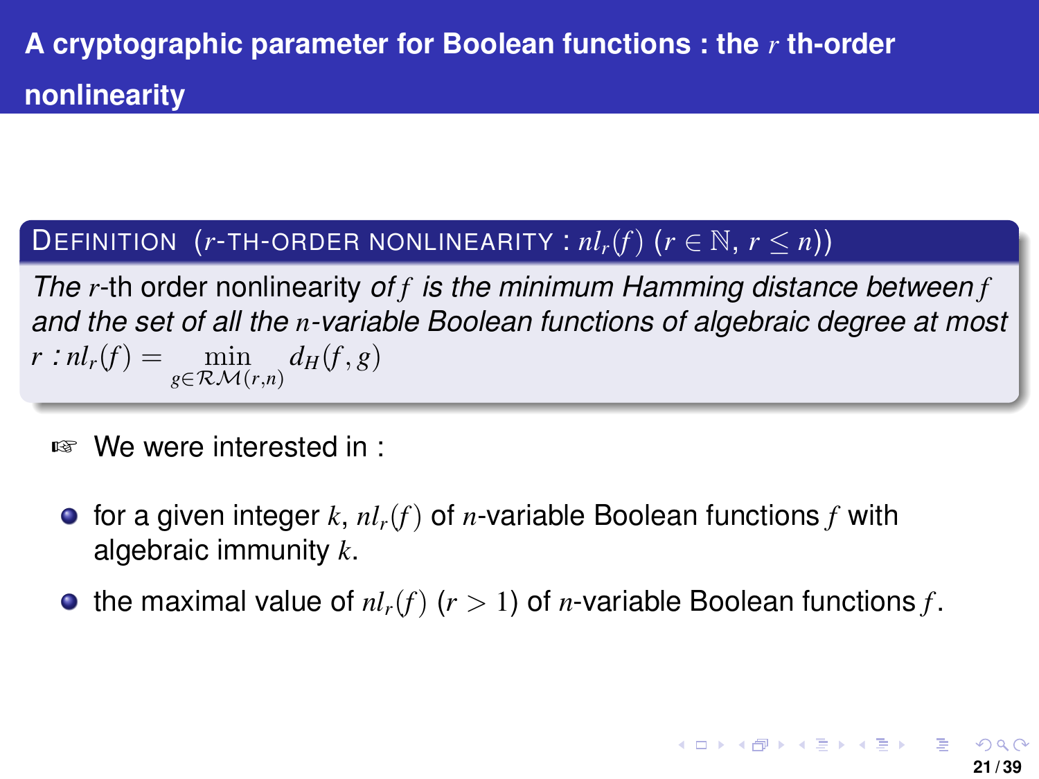## A cryptographic parameter for Boolean functions : the $r$ th-order nonlinearity

**Definition ($r$-th-order nonlinearity : $nl_r(f)$ ($r \in \mathbb{N}$, $r \leq n$))**

*The $r$-th order nonlinearity of $f$ is the minimum Hamming distance between $f$ and the set of all the $n$-variable Boolean functions of algebraic degree at most $r$ :* $nl_r(f) = \min_{g \in \mathcal{RM}(r,n)} d_H(f, g)$

☞ We were interested in :

- for a given integer $k$, $nl_r(f)$ of $n$-variable Boolean functions $f$ with algebraic immunity $k$.
- the maximal value of $nl_r(f)$ ($r > 1$) of $n$-variable Boolean functions $f$.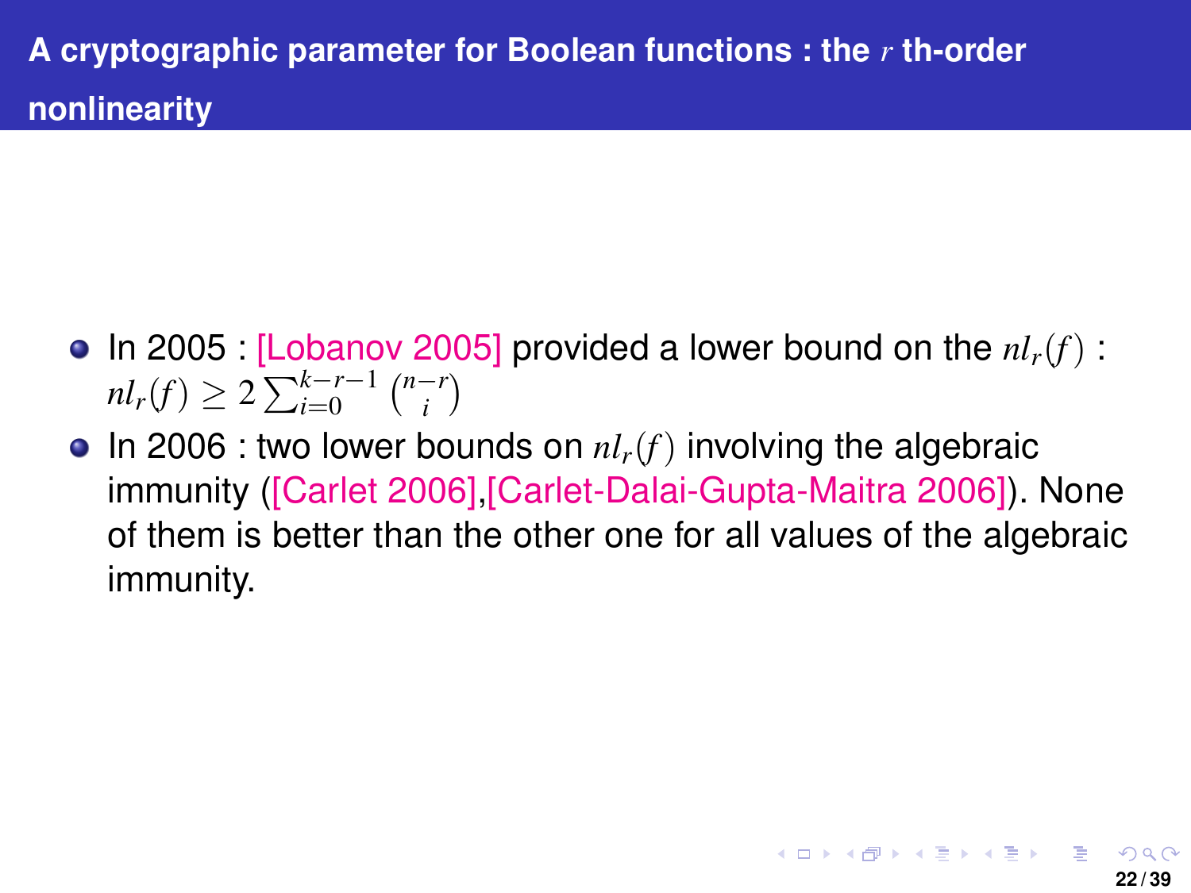## A cryptographic parameter for Boolean functions : the $r$ th-order nonlinearity

- In 2005 : [Lobanov 2005] provided a lower bound on the $nl_r(f)$ : $nl_r(f) \geq 2\sum_{i=0}^{k-r-1} \binom{n-r}{i}$
- In 2006 : two lower bounds on $nl_r(f)$ involving the algebraic immunity ([Carlet 2006],[Carlet-Dalai-Gupta-Maitra 2006]). None of them is better than the other one for all values of the algebraic immunity.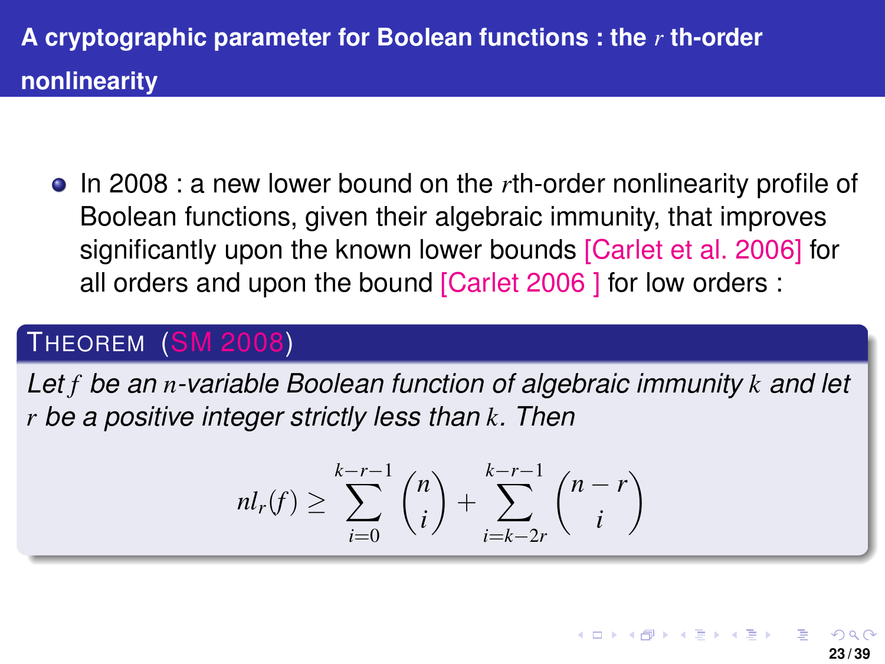## A cryptographic parameter for Boolean functions : the $r$ th-order nonlinearity

- In 2008 : a new lower bound on the $r$th-order nonlinearity profile of Boolean functions, given their algebraic immunity, that improves significantly upon the known lower bounds [Carlet et al. 2006] for all orders and upon the bound [Carlet 2006 ] for low orders :

**THEOREM (SM 2008)**

*Let $f$ be an $n$-variable Boolean function of algebraic immunity $k$ and let $r$ be a positive integer strictly less than $k$. Then*

$$nl_r(f) \geq \sum_{i=0}^{k-r-1} \binom{n}{i} + \sum_{i=k-2r}^{k-r-1} \binom{n-r}{i}$$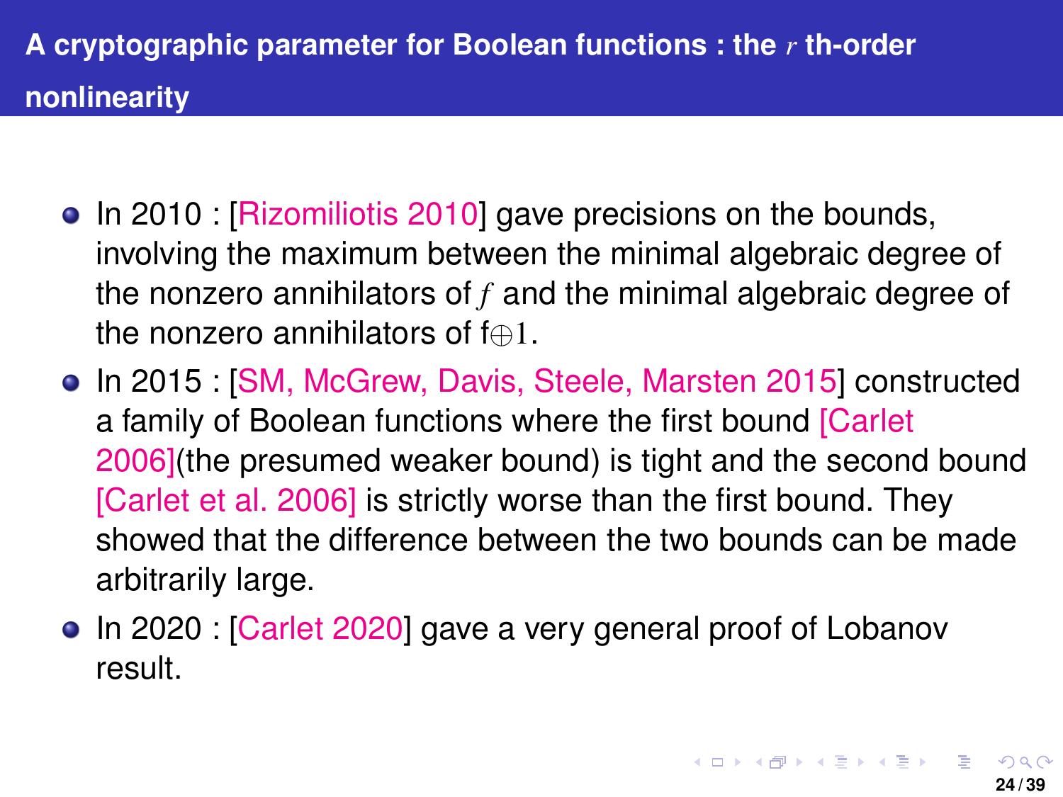## A cryptographic parameter for Boolean functions : the $r$ th-order nonlinearity

- In 2010 : [Rizomiliotis 2010] gave precisions on the bounds, involving the maximum between the minimal algebraic degree of the nonzero annihilators of $f$ and the minimal algebraic degree of the nonzero annihilators of f$\oplus 1$.
- In 2015 : [SM, McGrew, Davis, Steele, Marsten 2015] constructed a family of Boolean functions where the first bound [Carlet 2006](the presumed weaker bound) is tight and the second bound [Carlet et al. 2006] is strictly worse than the first bound. They showed that the difference between the two bounds can be made arbitrarily large.
- In 2020 : [Carlet 2020] gave a very general proof of Lobanov result.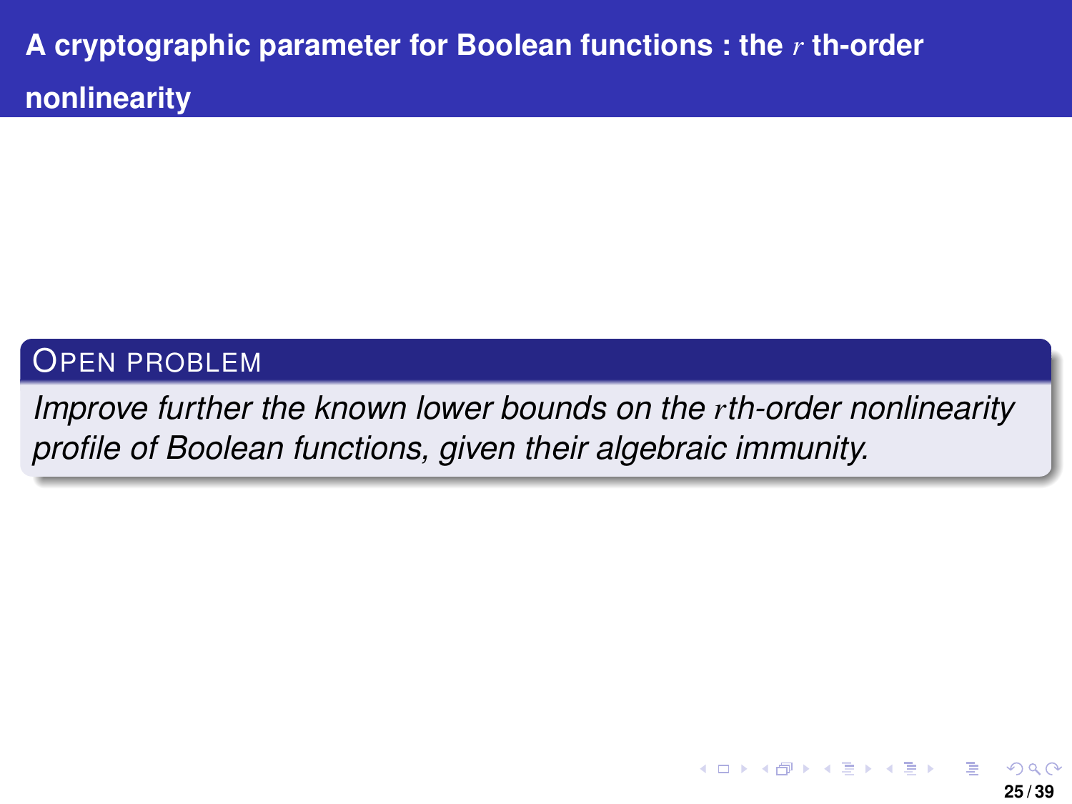# A cryptographic parameter for Boolean functions : the $r$ th-order nonlinearity

**OPEN PROBLEM**

*Improve further the known lower bounds on the $r$th-order nonlinearity profile of Boolean functions, given their algebraic immunity.*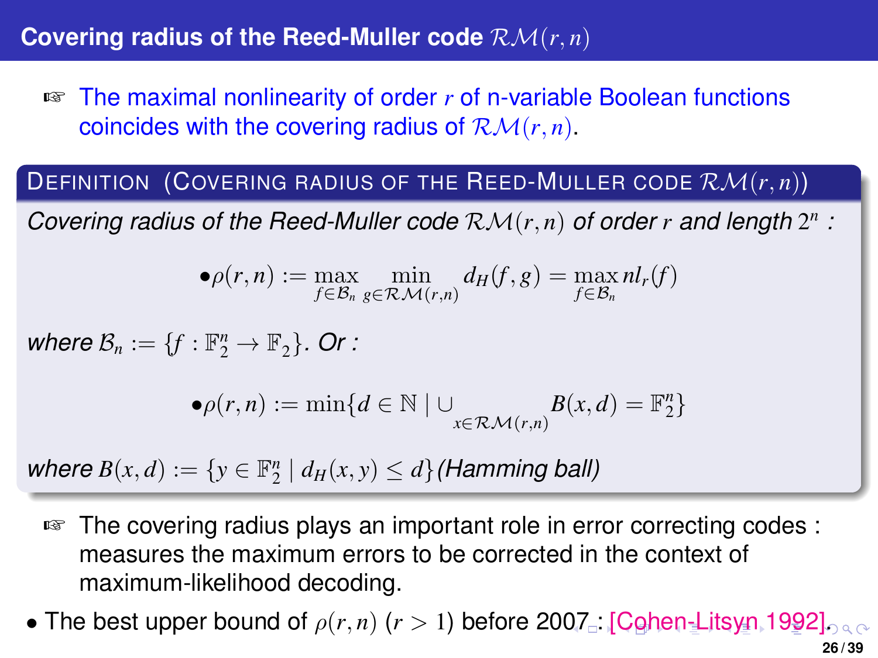## Covering radius of the Reed-Muller code $\mathcal{RM}(r,n)$

☞ The maximal nonlinearity of order $r$ of n-variable Boolean functions coincides with the covering radius of $\mathcal{RM}(r,n)$.

**Definition (Covering radius of the Reed-Muller code $\mathcal{RM}(r,n)$)**

*Covering radius of the Reed-Muller code $\mathcal{RM}(r,n)$ of order $r$ and length $2^n$ :*

$$\bullet \rho(r,n) := \max_{f\in\mathcal{B}_n} \min_{g\in\mathcal{RM}(r,n)} d_H(f,g) = \max_{f\in\mathcal{B}_n} nl_r(f)$$

*where $\mathcal{B}_n := \{f : \mathbb{F}_2^n \to \mathbb{F}_2\}$. Or :*

$$\bullet \rho(r,n) := \min\{d \in \mathbb{N} \mid \cup_{x\in\mathcal{RM}(r,n)} B(x,d) = \mathbb{F}_2^n\}$$

*where $B(x,d) := \{y \in \mathbb{F}_2^n \mid d_H(x,y) \leq d\}$ (Hamming ball)*

☞ The covering radius plays an important role in error correcting codes : measures the maximum errors to be corrected in the context of maximum-likelihood decoding.

- The best upper bound of $\rho(r,n)$ ($r > 1$) before 2007 : [Cohen-Litsyn 1992].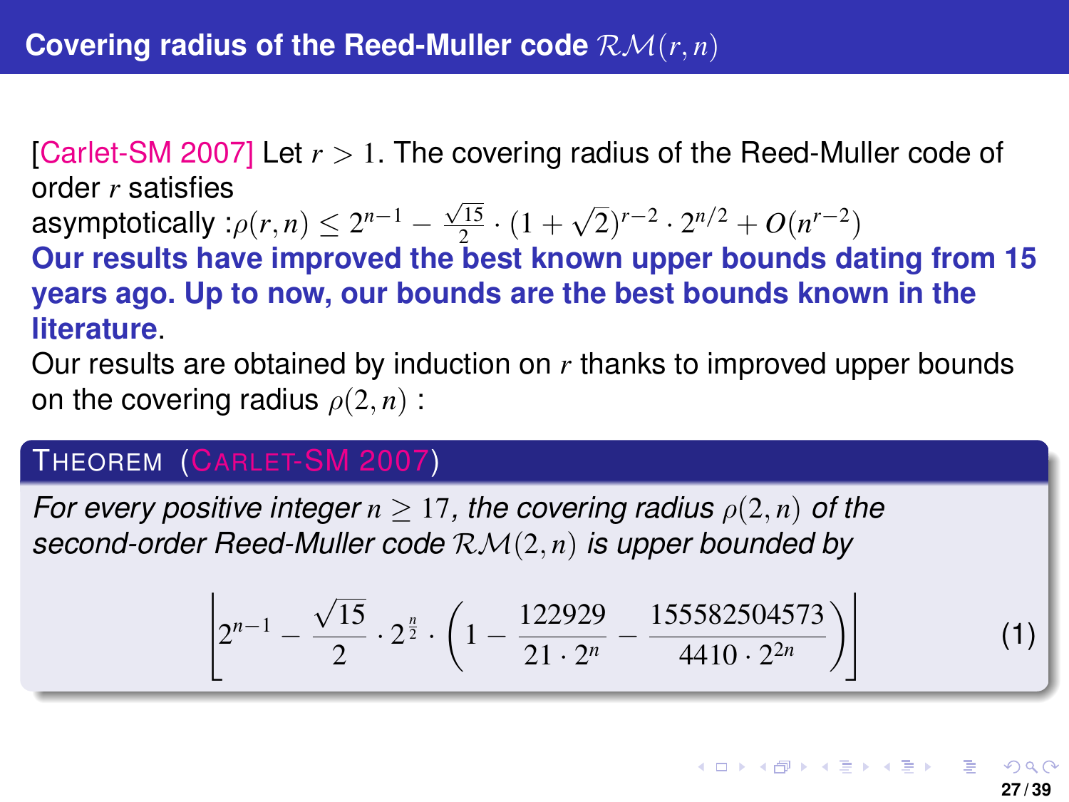## Covering radius of the Reed-Muller code $\mathcal{RM}(r, n)$

[Carlet-SM 2007] Let $r > 1$. The covering radius of the Reed-Muller code of order $r$ satisfies asymptotically : $\rho(r, n) \leq 2^{n-1} - \frac{\sqrt{15}}{2} \cdot (1 + \sqrt{2})^{r-2} \cdot 2^{n/2} + O(n^{r-2})$

**Our results have improved the best known upper bounds dating from 15 years ago. Up to now, our bounds are the best bounds known in the literature.**

Our results are obtained by induction on $r$ thanks to improved upper bounds on the covering radius $\rho(2, n)$ :

**THEOREM (CARLET-SM 2007)**

*For every positive integer $n \geq 17$, the covering radius $\rho(2, n)$ of the second-order Reed-Muller code $\mathcal{RM}(2, n)$ is upper bounded by*

$$\left\lfloor 2^{n-1} - \frac{\sqrt{15}}{2} \cdot 2^{\frac{n}{2}} \cdot \left(1 - \frac{122929}{21 \cdot 2^n} - \frac{155582504573}{4410 \cdot 2^{2n}}\right) \right\rfloor \tag{1}$$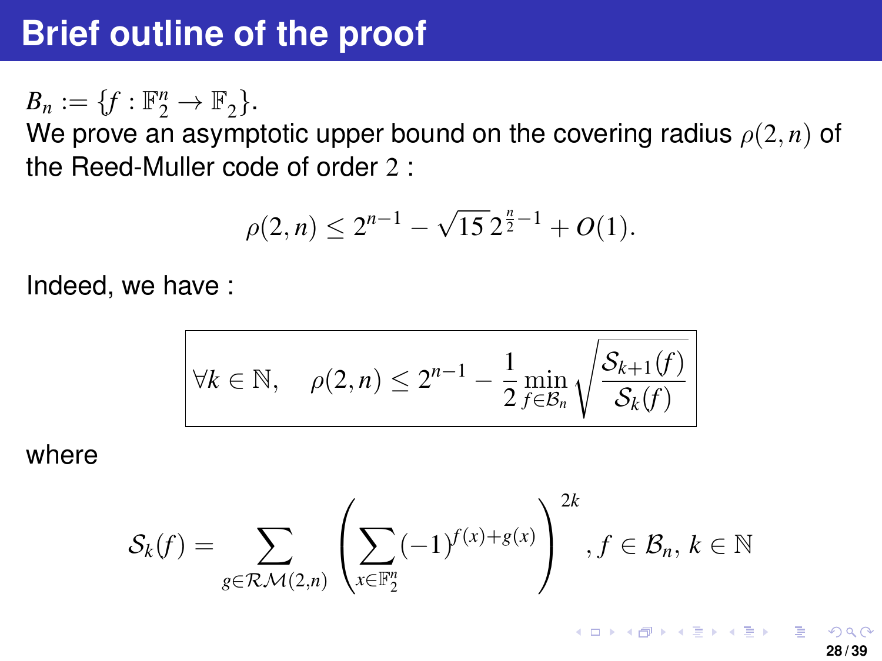# Brief outline of the proof

$B_n := \{f : \mathbb{F}_2^n \to \mathbb{F}_2\}$.

We prove an asymptotic upper bound on the covering radius $\rho(2, n)$ of the Reed-Muller code of order $2$ :

$$\rho(2, n) \leq 2^{n-1} - \sqrt{15}\, 2^{\frac{n}{2}-1} + O(1).$$

Indeed, we have :

$$\boxed{\forall k \in \mathbb{N}, \quad \rho(2, n) \leq 2^{n-1} - \frac{1}{2} \min_{f \in \mathcal{B}_n} \sqrt{\frac{\mathcal{S}_{k+1}(f)}{\mathcal{S}_k(f)}}}$$

where

$$\mathcal{S}_k(f) = \sum_{g \in \mathcal{RM}(2,n)} \left( \sum_{x \in \mathbb{F}_2^n} (-1)^{f(x)+g(x)} \right)^{2k}, f \in \mathcal{B}_n,\, k \in \mathbb{N}$$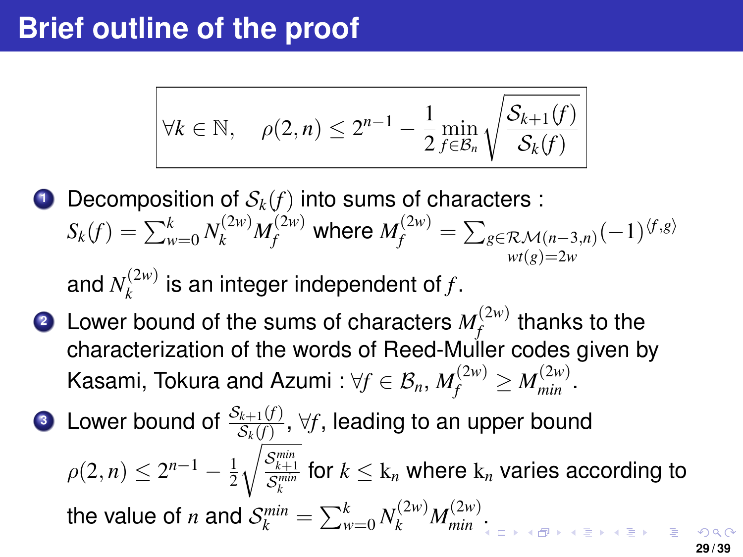# Brief outline of the proof

$$\forall k \in \mathbb{N}, \quad \rho(2,n) \leq 2^{n-1} - \frac{1}{2} \min_{f \in \mathcal{B}_n} \sqrt{\frac{\mathcal{S}_{k+1}(f)}{\mathcal{S}_k(f)}}$$

1. Decomposition of $\mathcal{S}_k(f)$ into sums of characters : $S_k(f) = \sum_{w=0}^{k} N_k^{(2w)} M_f^{(2w)}$ where $M_f^{(2w)} = \sum_{\substack{g \in \mathcal{RM}(n-3,n) \\ wt(g)=2w}} (-1)^{\langle f,g \rangle}$ and $N_k^{(2w)}$ is an integer independent of $f$.
2. Lower bound of the sums of characters $M_f^{(2w)}$ thanks to the characterization of the words of Reed-Muller codes given by Kasami, Tokura and Azumi : $\forall f \in \mathcal{B}_n$, $M_f^{(2w)} \geq M_{min}^{(2w)}$.
3. Lower bound of $\frac{\mathcal{S}_{k+1}(f)}{\mathcal{S}_k(f)}$, $\forall f$, leading to an upper bound $\rho(2,n) \leq 2^{n-1} - \frac{1}{2}\sqrt{\frac{\mathcal{S}_{k+1}^{min}}{\mathcal{S}_k^{min}}}$ for $k \leq \mathrm{k}_n$ where $\mathrm{k}_n$ varies according to the value of $n$ and $\mathcal{S}_k^{min} = \sum_{w=0}^{k} N_k^{(2w)} M_{min}^{(2w)}$.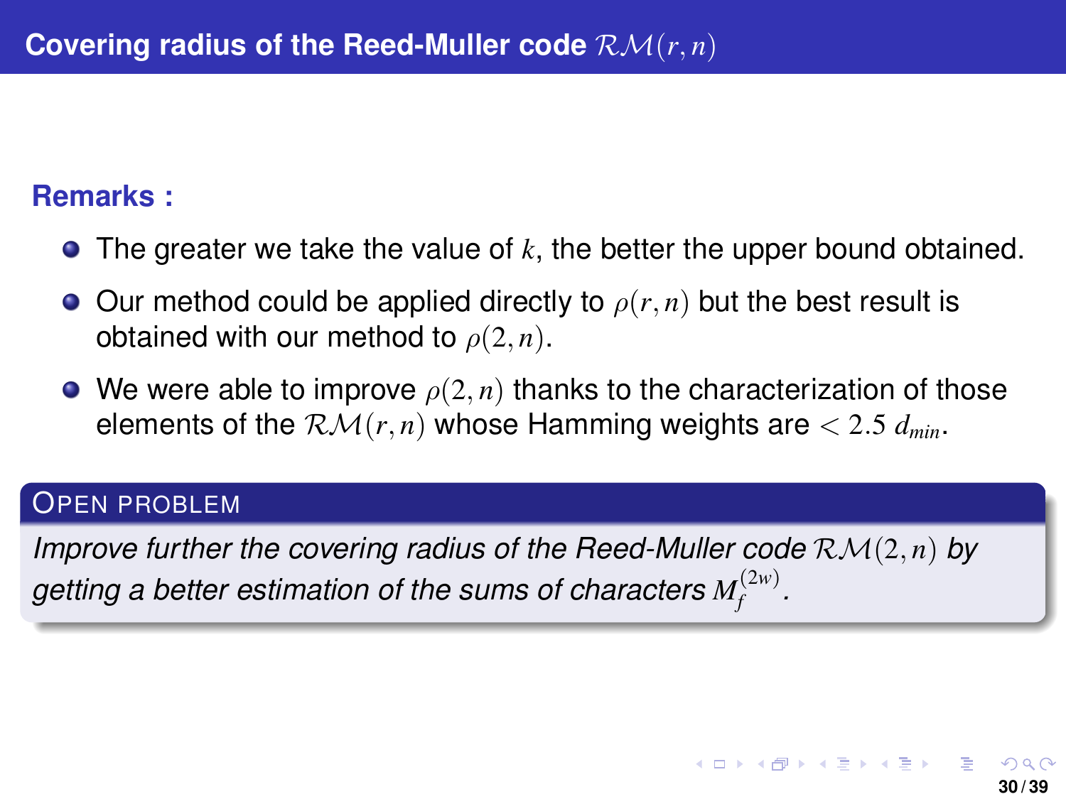# Covering radius of the Reed-Muller code $\mathcal{RM}(r,n)$

**Remarks :**

- The greater we take the value of $k$, the better the upper bound obtained.
- Our method could be applied directly to $\rho(r,n)$ but the best result is obtained with our method to $\rho(2,n)$.
- We were able to improve $\rho(2,n)$ thanks to the characterization of those elements of the $\mathcal{RM}(r,n)$ whose Hamming weights are $< 2.5\ d_{min}$.

**OPEN PROBLEM**

*Improve further the covering radius of the Reed-Muller code $\mathcal{RM}(2,n)$ by getting a better estimation of the sums of characters $M_f^{(2w)}$.*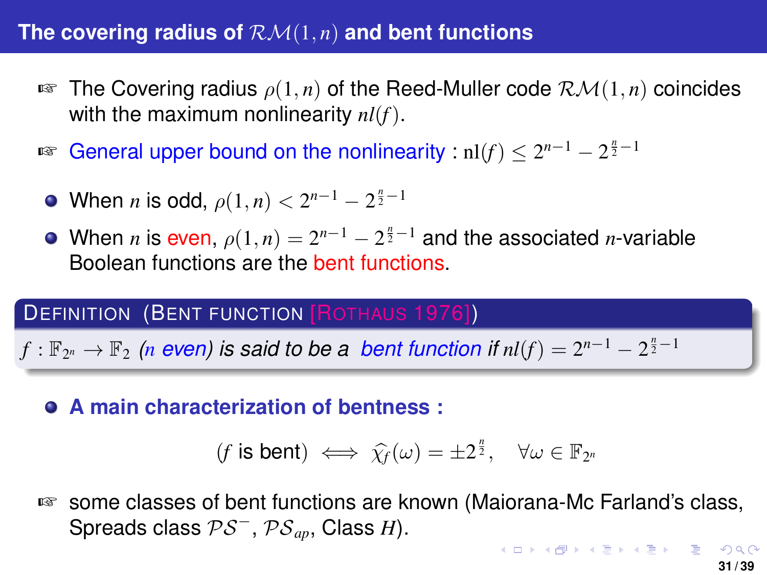## The covering radius of $\mathcal{RM}(1,n)$ and bent functions

- The Covering radius $\rho(1,n)$ of the Reed-Muller code $\mathcal{RM}(1,n)$ coincides with the maximum nonlinearity $nl(f)$.
- General upper bound on the nonlinearity : $\mathrm{nl}(f) \leq 2^{n-1} - 2^{\frac{n}{2}-1}$
  - When $n$ is odd, $\rho(1,n) < 2^{n-1} - 2^{\frac{n}{2}-1}$
  - When $n$ is even, $\rho(1,n) = 2^{n-1} - 2^{\frac{n}{2}-1}$ and the associated $n$-variable Boolean functions are the bent functions.

**Definition (Bent function [Rothaus 1976])**

*$f : \mathbb{F}_{2^n} \to \mathbb{F}_2$ ($n$ even) is said to be a bent function if $nl(f) = 2^{n-1} - 2^{\frac{n}{2}-1}$*

- **A main characterization of bentness :**

$$(f \text{ is bent}) \iff \widehat{\chi_f}(\omega) = \pm 2^{\frac{n}{2}}, \quad \forall \omega \in \mathbb{F}_{2^n}$$

- some classes of bent functions are known (Maiorana-Mc Farland's class, Spreads class $\mathcal{PS}^{-}$, $\mathcal{PS}_{ap}$, Class $H$).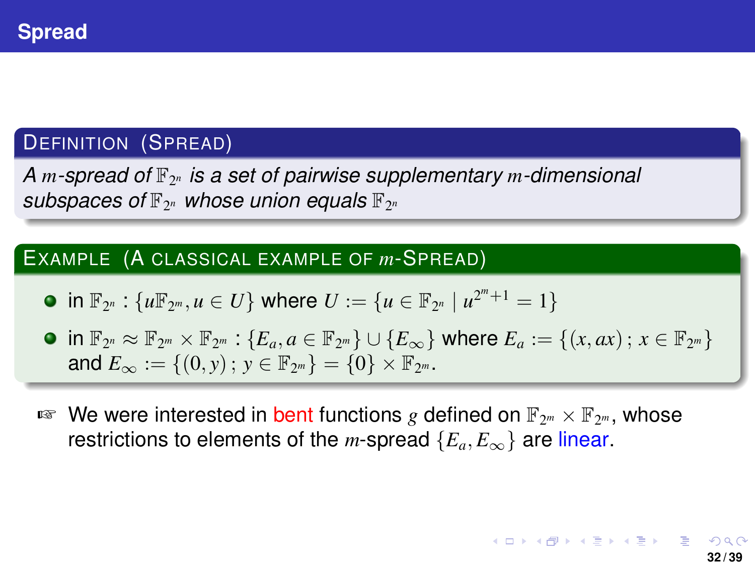## Spread

**Definition (Spread)**

*A $m$-spread of $\mathbb{F}_{2^n}$ is a set of pairwise supplementary $m$-dimensional subspaces of $\mathbb{F}_{2^n}$ whose union equals $\mathbb{F}_{2^n}$*

**Example (A classical example of $m$-Spread)**

- in $\mathbb{F}_{2^n}$ : $\{u\mathbb{F}_{2^m}, u \in U\}$ where $U := \{u \in \mathbb{F}_{2^n} \mid u^{2^m+1} = 1\}$
- in $\mathbb{F}_{2^n} \approx \mathbb{F}_{2^m} \times \mathbb{F}_{2^m}$ : $\{E_a, a \in \mathbb{F}_{2^m}\} \cup \{E_\infty\}$ where $E_a := \{(x, ax)\,;\, x \in \mathbb{F}_{2^m}\}$ and $E_\infty := \{(0, y)\,;\, y \in \mathbb{F}_{2^m}\} = \{0\} \times \mathbb{F}_{2^m}$.

☞ We were interested in bent functions $g$ defined on $\mathbb{F}_{2^m} \times \mathbb{F}_{2^m}$, whose restrictions to elements of the $m$-spread $\{E_a, E_\infty\}$ are linear.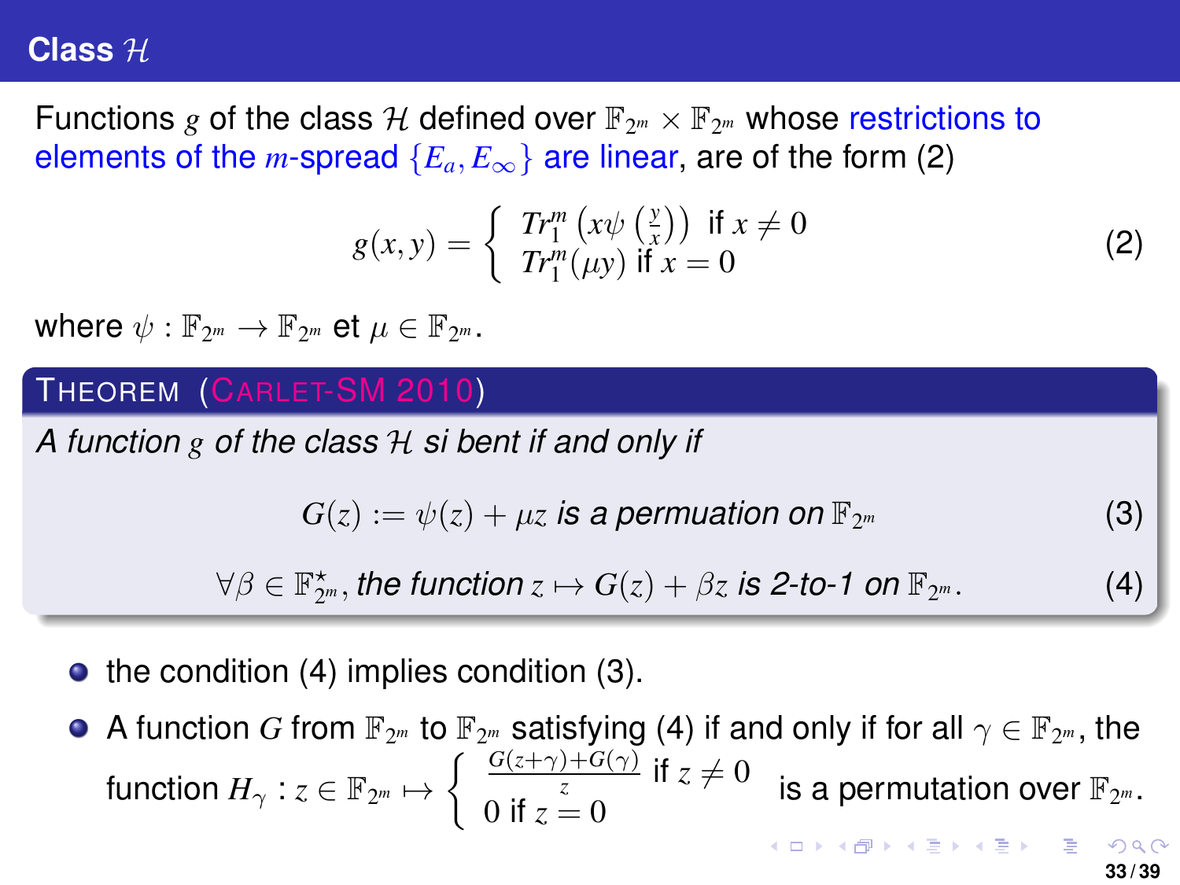# Class $\mathcal{H}$

Functions $g$ of the class $\mathcal{H}$ defined over $\mathbb{F}_{2^m} \times \mathbb{F}_{2^m}$ whose restrictions to elements of the $m$-spread $\{E_a, E_\infty\}$ are linear, are of the form (2)

$$g(x,y) = \begin{cases} Tr_1^m\left(x\psi\left(\frac{y}{x}\right)\right) & \text{if } x \neq 0 \\ Tr_1^m(\mu y) & \text{if } x = 0 \end{cases} \tag{2}$$

where $\psi : \mathbb{F}_{2^m} \to \mathbb{F}_{2^m}$ et $\mu \in \mathbb{F}_{2^m}$.

**THEOREM (CARLET-SM 2010)**

*A function $g$ of the class $\mathcal{H}$ si bent if and only if*

$$G(z) := \psi(z) + \mu z \text{ is a permuation on } \mathbb{F}_{2^m} \tag{3}$$

$$\forall \beta \in \mathbb{F}_{2^m}^\star, \text{ the function } z \mapsto G(z) + \beta z \text{ is 2-to-1 on } \mathbb{F}_{2^m}. \tag{4}$$

- the condition (4) implies condition (3).
- A function $G$ from $\mathbb{F}_{2^m}$ to $\mathbb{F}_{2^m}$ satisfying (4) if and only if for all $\gamma \in \mathbb{F}_{2^m}$, the function $H_\gamma : z \in \mathbb{F}_{2^m} \mapsto \begin{cases} \frac{G(z+\gamma)+G(\gamma)}{z} & \text{if } z \neq 0 \\ 0 \text{ if } z = 0 \end{cases}$ is a permutation over $\mathbb{F}_{2^m}$.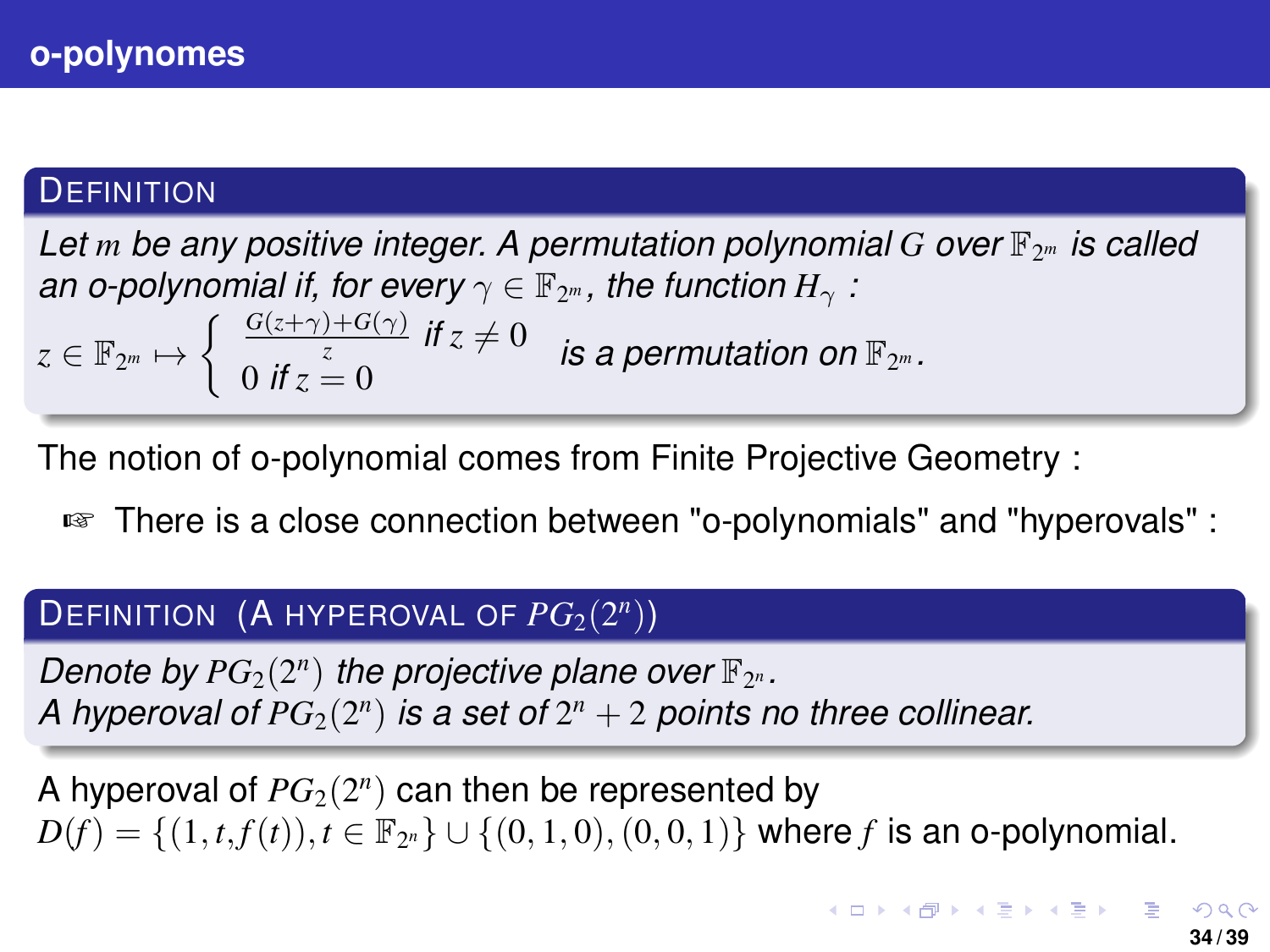## o-polynomes

**DEFINITION**

*Let $m$ be any positive integer. A permutation polynomial $G$ over $\mathbb{F}_{2^m}$ is called an o-polynomial if, for every $\gamma \in \mathbb{F}_{2^m}$, the function $H_\gamma$ :*

$$z \in \mathbb{F}_{2^m} \mapsto \begin{cases} \frac{G(z+\gamma)+G(\gamma)}{z} & \text{if } z \neq 0 \\ 0 & \text{if } z = 0 \end{cases} \quad \text{is a permutation on } \mathbb{F}_{2^m}.$$

The notion of o-polynomial comes from Finite Projective Geometry :

- ☞ There is a close connection between "o-polynomials" and "hyperovals" :

**DEFINITION (A HYPEROVAL OF $PG_2(2^n)$)**

*Denote by $PG_2(2^n)$ the projective plane over $\mathbb{F}_{2^n}$.*
*A hyperoval of $PG_2(2^n)$ is a set of $2^n + 2$ points no three collinear.*

A hyperoval of $PG_2(2^n)$ can then be represented by $D(f) = \{(1,t,f(t)), t \in \mathbb{F}_{2^n}\} \cup \{(0,1,0),(0,0,1)\}$ where $f$ is an o-polynomial.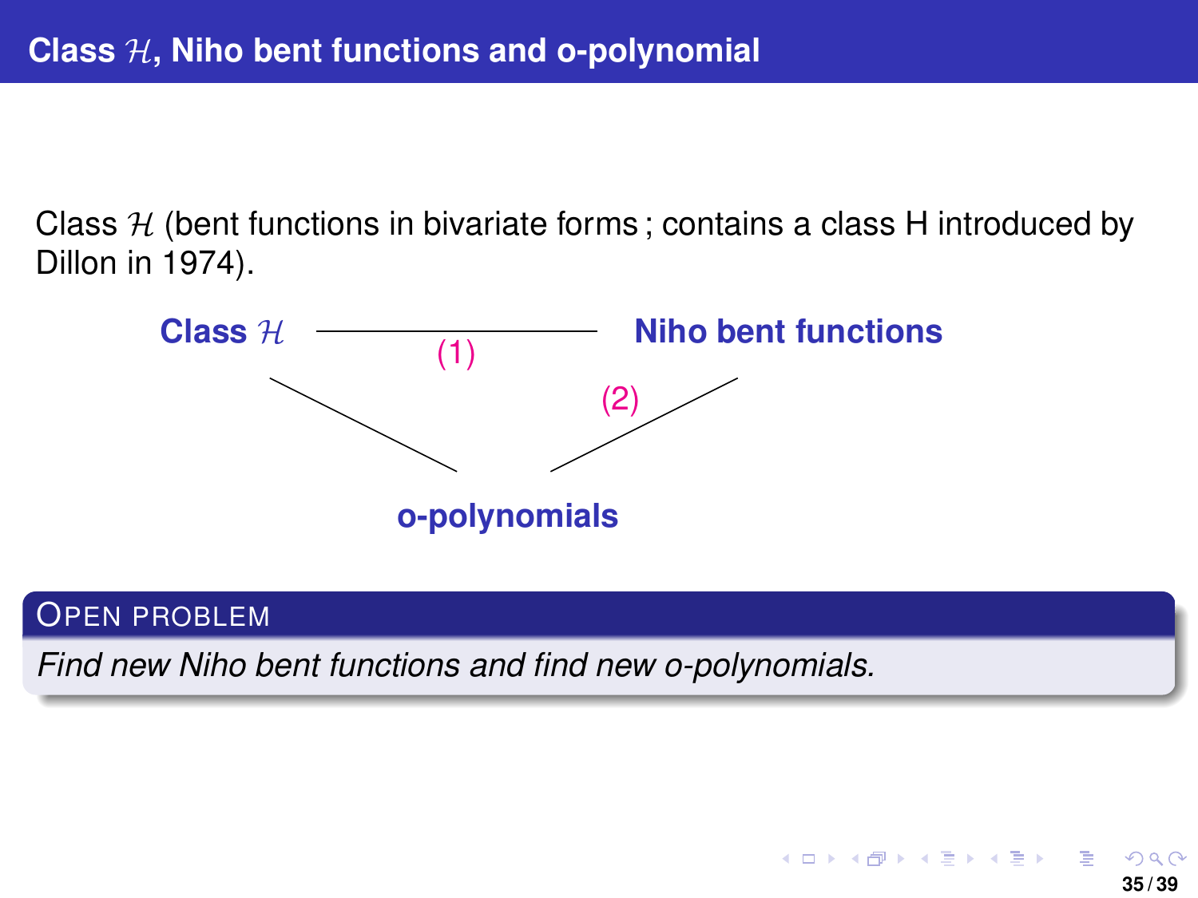## Class $\mathcal{H}$, Niho bent functions and o-polynomial

Class $\mathcal{H}$ (bent functions in bivariate forms ; contains a class H introduced by Dillon in 1974).

**Class $\mathcal{H}$** —— (1) —— **Niho bent functions**

**Class $\mathcal{H}$** —— **o-polynomials**

**Niho bent functions** —— (2) —— **o-polynomials**

**OPEN PROBLEM**

*Find new Niho bent functions and find new o-polynomials.*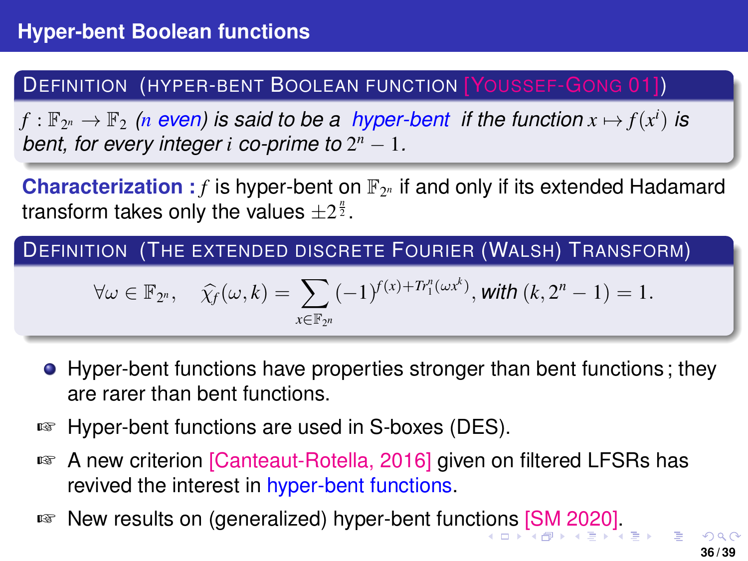## Hyper-bent Boolean functions

**Definition (hyper-bent Boolean function [Youssef-Gong 01])**

*$f : \mathbb{F}_{2^n} \to \mathbb{F}_2$ ($n$ even) is said to be a hyper-bent if the function $x \mapsto f(x^i)$ is bent, for every integer $i$ co-prime to $2^n - 1$.*

**Characterization :** $f$ is hyper-bent on $\mathbb{F}_{2^n}$ if and only if its extended Hadamard transform takes only the values $\pm 2^{\frac{n}{2}}$.

**Definition (The extended discrete Fourier (Walsh) Transform)**

$$\forall \omega \in \mathbb{F}_{2^n}, \quad \widehat{\chi_f}(\omega, k) = \sum_{x \in \mathbb{F}_{2^n}} (-1)^{f(x) + Tr_1^n(\omega x^k)}, \text{ with } (k, 2^n - 1) = 1.$$

- Hyper-bent functions have properties stronger than bent functions ; they are rarer than bent functions.
- ☞ Hyper-bent functions are used in S-boxes (DES).
- ☞ A new criterion [Canteaut-Rotella, 2016] given on filtered LFSRs has revived the interest in hyper-bent functions.
- ☞ New results on (generalized) hyper-bent functions [SM 2020].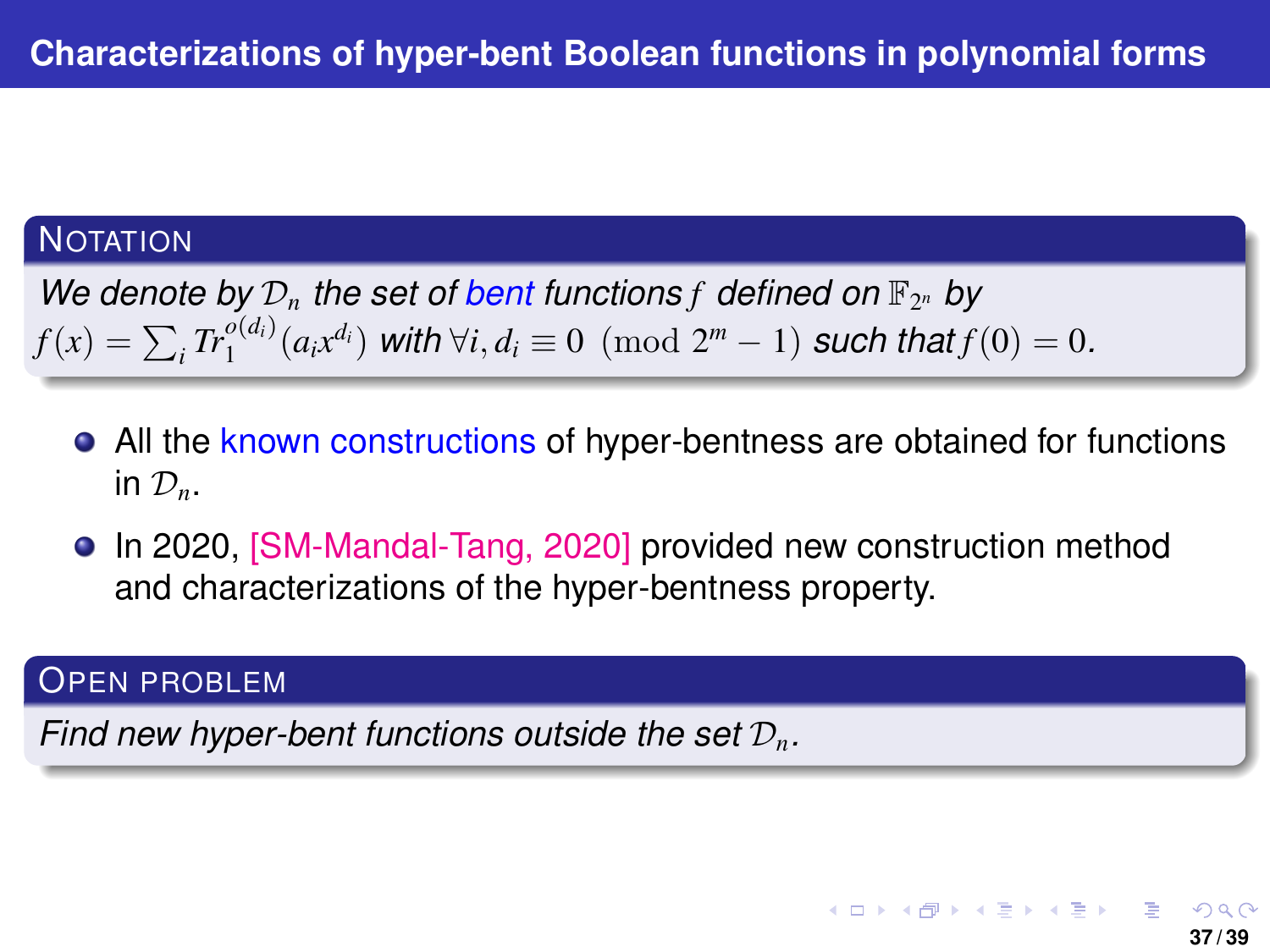## Characterizations of hyper-bent Boolean functions in polynomial forms

**Notation**

*We denote by $\mathcal{D}_n$ the set of bent functions $f$ defined on $\mathbb{F}_{2^n}$ by $f(x) = \sum_i Tr_1^{o(d_i)}(a_i x^{d_i})$ with $\forall i, d_i \equiv 0 \pmod{2^m - 1}$ such that $f(0) = 0$.*

- All the known constructions of hyper-bentness are obtained for functions in $\mathcal{D}_n$.
- In 2020, [SM-Mandal-Tang, 2020] provided new construction method and characterizations of the hyper-bentness property.

**Open problem**

*Find new hyper-bent functions outside the set $\mathcal{D}_n$.*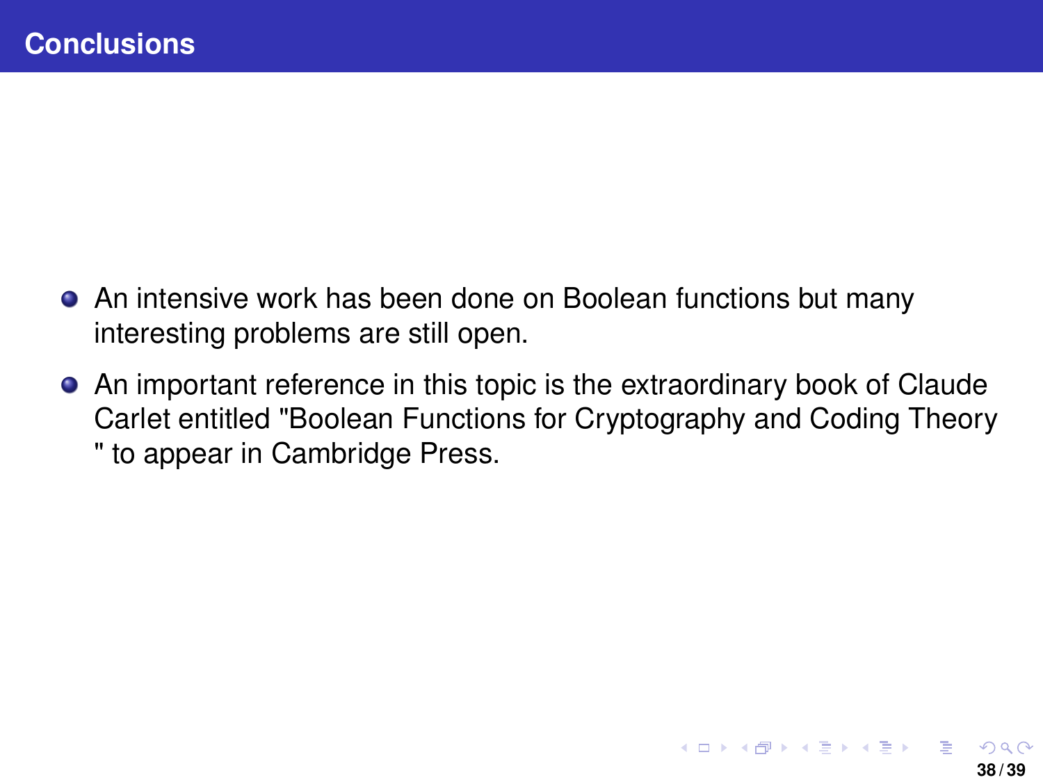## Conclusions

- An intensive work has been done on Boolean functions but many interesting problems are still open.
- An important reference in this topic is the extraordinary book of Claude Carlet entitled "Boolean Functions for Cryptography and Coding Theory " to appear in Cambridge Press.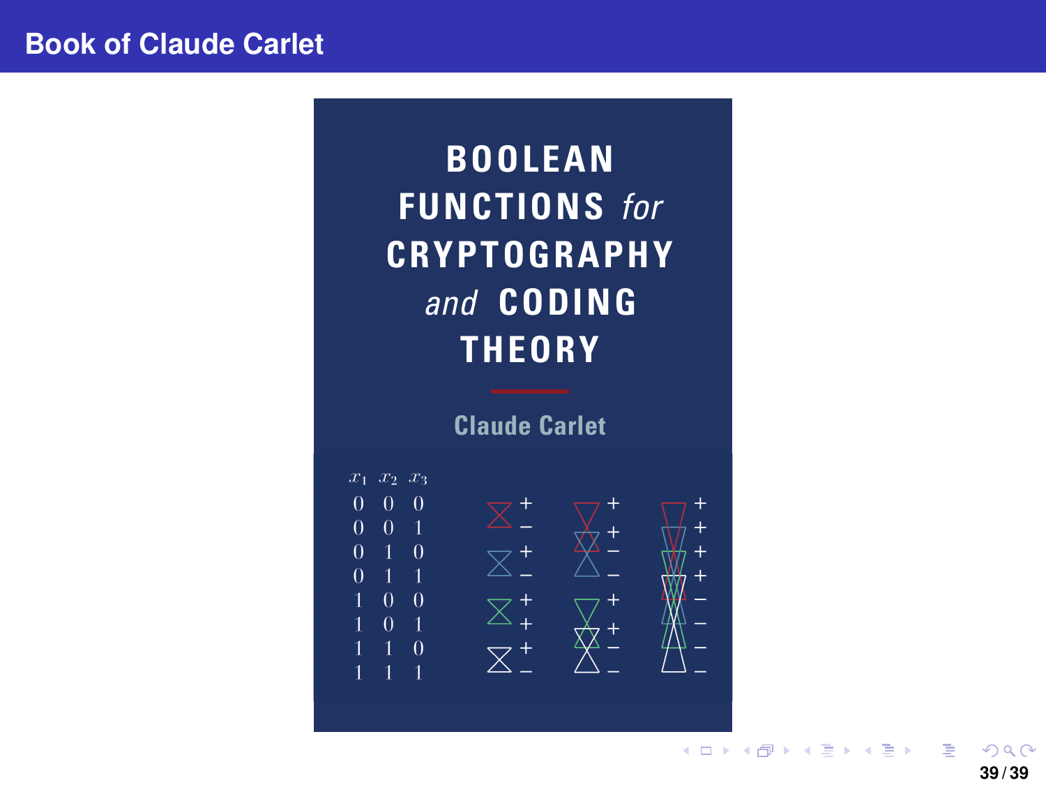## Book of Claude Carlet

**BOOLEAN FUNCTIONS *for* CRYPTOGRAPHY *and* CODING THEORY**

Claude Carlet

| $x_1$ | $x_2$ | $x_3$ | | | |
|---|---|---|---|---|---|
| 0 | 0 | 0 | + | + | + |
| 0 | 0 | 1 | − | | + |
| 0 | 1 | 0 | + | + | + |
| 0 | 1 | 1 | − | − | + |
| 1 | 0 | 0 | + | + | − |
| 1 | 0 | 1 | + | + | − |
| 1 | 1 | 0 | + | − | − |
| 1 | 1 | 1 | − | − | − |